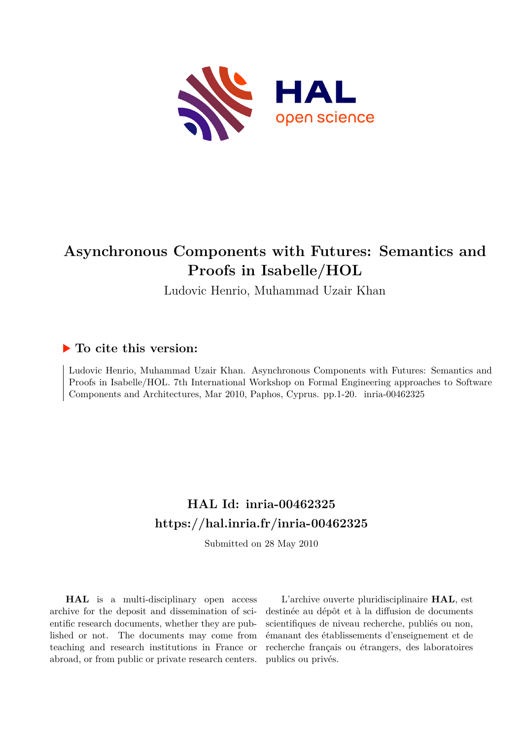# Asynchronous Components with Futures: Semantics and Proofs in Isabelle/HOL

Ludovic Henrio, Muhammad Uzair Khan

## ▶ To cite this version:

Ludovic Henrio, Muhammad Uzair Khan. Asynchronous Components with Futures: Semantics and Proofs in Isabelle/HOL. 7th International Workshop on Formal Engineering approaches to Software Components and Architectures, Mar 2010, Paphos, Cyprus. pp.1-20. inria-00462325

## HAL Id: inria-00462325
## https://hal.inria.fr/inria-00462325

Submitted on 28 May 2010

**HAL** is a multi-disciplinary open access archive for the deposit and dissemination of scientific research documents, whether they are published or not. The documents may come from teaching and research institutions in France or abroad, or from public or private research centers.

L'archive ouverte pluridisciplinaire **HAL**, est destinée au dépôt et à la diffusion de documents scientifiques de niveau recherche, publiés ou non, émanant des établissements d'enseignement et de recherche français ou étrangers, des laboratoires publics ou privés.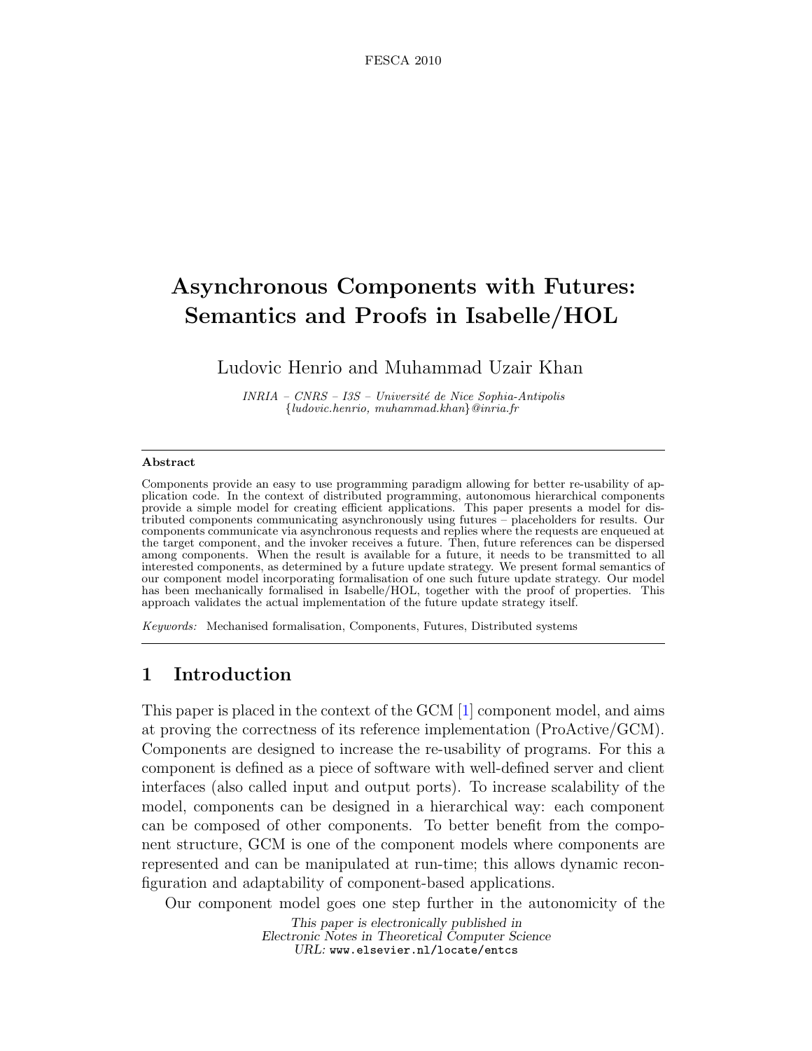# Asynchronous Components with Futures: Semantics and Proofs in Isabelle/HOL

Ludovic Henrio and Muhammad Uzair Khan

*INRIA – CNRS – I3S – Université de Nice Sophia-Antipolis*
*{ludovic.henrio, muhammad.khan}@inria.fr*

---

**Abstract**

Components provide an easy to use programming paradigm allowing for better re-usability of application code. In the context of distributed programming, autonomous hierarchical components provide a simple model for creating efficient applications. This paper presents a model for distributed components communicating asynchronously using futures – placeholders for results. Our components communicate via asynchronous requests and replies where the requests are enqueued at the target component, and the invoker receives a future. Then, future references can be dispersed among components. When the result is available for a future, it needs to be transmitted to all interested components, as determined by a future update strategy. We present formal semantics of our component model incorporating formalisation of one such future update strategy. Our model has been mechanically formalised in Isabelle/HOL, together with the proof of properties. This approach validates the actual implementation of the future update strategy itself.

*Keywords:* Mechanised formalisation, Components, Futures, Distributed systems

---

## 1 Introduction

This paper is placed in the context of the GCM [1] component model, and aims at proving the correctness of its reference implementation (ProActive/GCM). Components are designed to increase the re-usability of programs. For this a component is defined as a piece of software with well-defined server and client interfaces (also called input and output ports). To increase scalability of the model, components can be designed in a hierarchical way: each component can be composed of other components. To better benefit from the component structure, GCM is one of the component models where components are represented and can be manipulated at run-time; this allows dynamic reconfiguration and adaptability of component-based applications.

Our component model goes one step further in the autonomicity of the

*This paper is electronically published in*
*Electronic Notes in Theoretical Computer Science*
*URL:* `www.elsevier.nl/locate/entcs`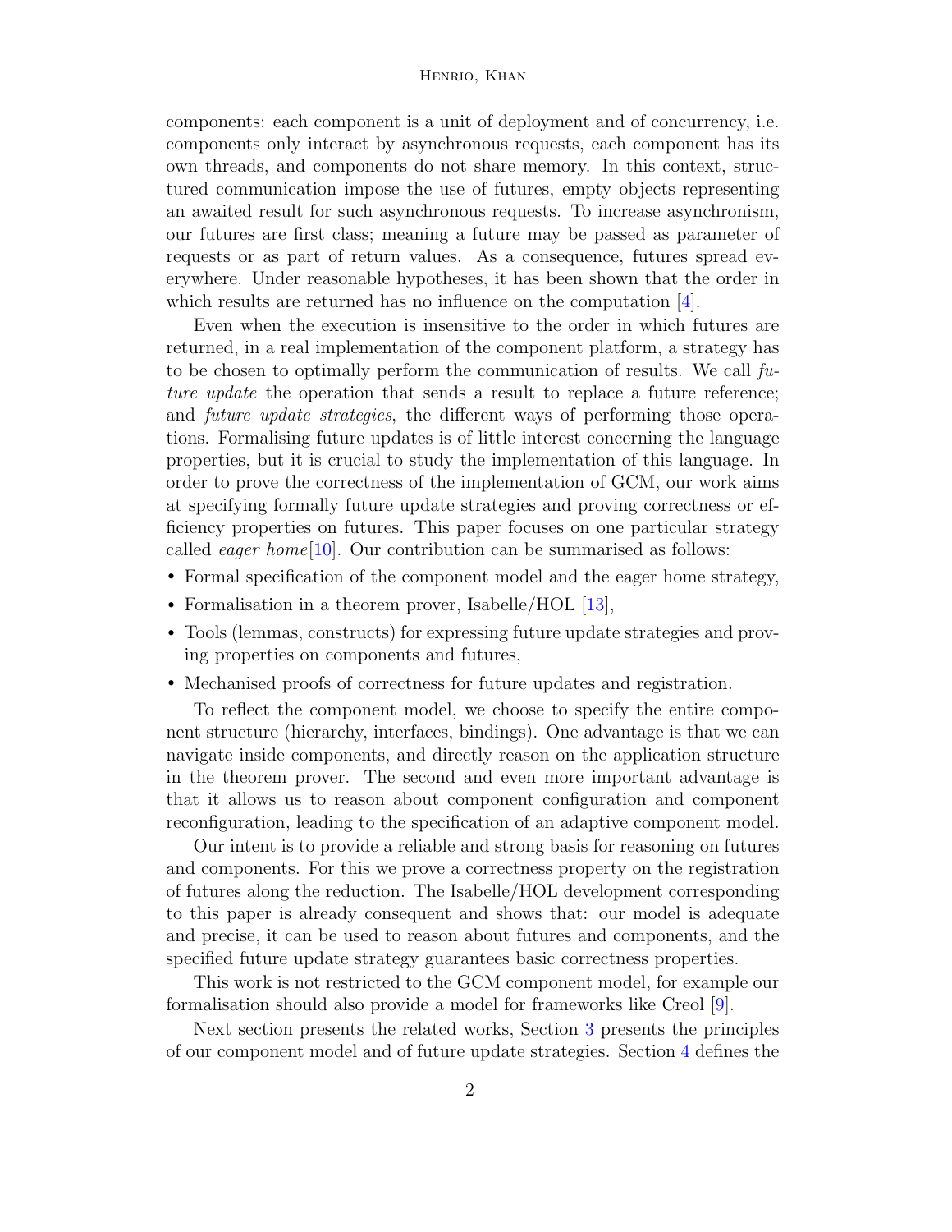components: each component is a unit of deployment and of concurrency, i.e. components only interact by asynchronous requests, each component has its own threads, and components do not share memory. In this context, structured communication impose the use of futures, empty objects representing an awaited result for such asynchronous requests. To increase asynchronism, our futures are first class; meaning a future may be passed as parameter of requests or as part of return values. As a consequence, futures spread everywhere. Under reasonable hypotheses, it has been shown that the order in which results are returned has no influence on the computation [4].

Even when the execution is insensitive to the order in which futures are returned, in a real implementation of the component platform, a strategy has to be chosen to optimally perform the communication of results. We call *future update* the operation that sends a result to replace a future reference; and *future update strategies*, the different ways of performing those operations. Formalising future updates is of little interest concerning the language properties, but it is crucial to study the implementation of this language. In order to prove the correctness of the implementation of GCM, our work aims at specifying formally future update strategies and proving correctness or efficiency properties on futures. This paper focuses on one particular strategy called *eager home*[10]. Our contribution can be summarised as follows:

- Formal specification of the component model and the eager home strategy,
- Formalisation in a theorem prover, Isabelle/HOL [13],
- Tools (lemmas, constructs) for expressing future update strategies and proving properties on components and futures,
- Mechanised proofs of correctness for future updates and registration.

To reflect the component model, we choose to specify the entire component structure (hierarchy, interfaces, bindings). One advantage is that we can navigate inside components, and directly reason on the application structure in the theorem prover. The second and even more important advantage is that it allows us to reason about component configuration and component reconfiguration, leading to the specification of an adaptive component model.

Our intent is to provide a reliable and strong basis for reasoning on futures and components. For this we prove a correctness property on the registration of futures along the reduction. The Isabelle/HOL development corresponding to this paper is already consequent and shows that: our model is adequate and precise, it can be used to reason about futures and components, and the specified future update strategy guarantees basic correctness properties.

This work is not restricted to the GCM component model, for example our formalisation should also provide a model for frameworks like Creol [9].

Next section presents the related works, Section 3 presents the principles of our component model and of future update strategies. Section 4 defines the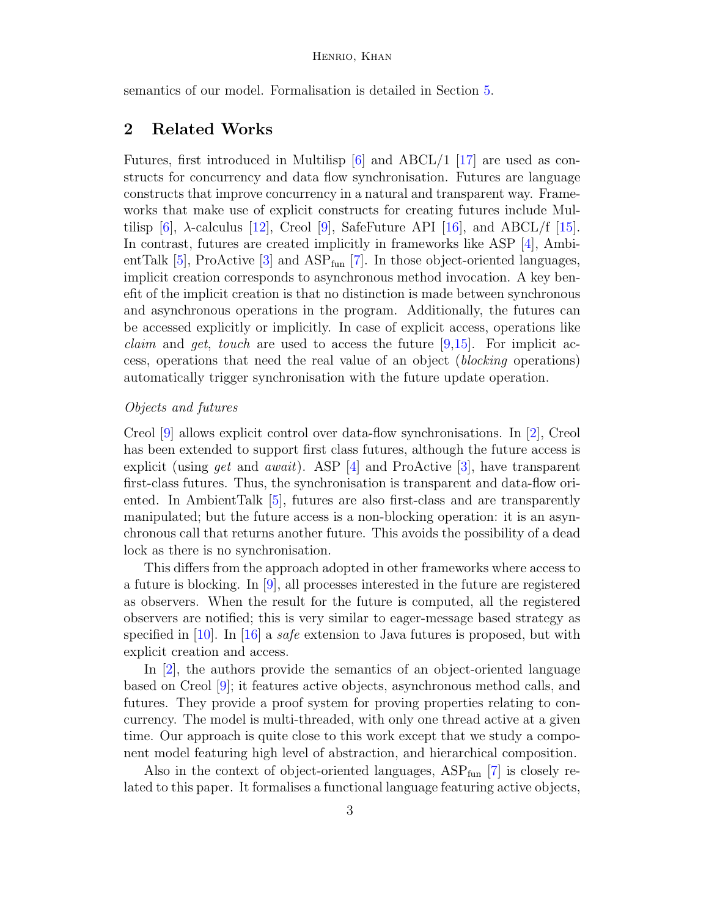semantics of our model. Formalisation is detailed in Section 5.

## 2 Related Works

Futures, first introduced in Multilisp [6] and ABCL/1 [17] are used as constructs for concurrency and data flow synchronisation. Futures are language constructs that improve concurrency in a natural and transparent way. Frameworks that make use of explicit constructs for creating futures include Multilisp [6], $\lambda$-calculus [12], Creol [9], SafeFuture API [16], and ABCL/f [15]. In contrast, futures are created implicitly in frameworks like ASP [4], AmbientTalk [5], ProActive [3] and $\text{ASP}_{\text{fun}}$ [7]. In those object-oriented languages, implicit creation corresponds to asynchronous method invocation. A key benefit of the implicit creation is that no distinction is made between synchronous and asynchronous operations in the program. Additionally, the futures can be accessed explicitly or implicitly. In case of explicit access, operations like *claim* and *get*, *touch* are used to access the future [9,15]. For implicit access, operations that need the real value of an object (*blocking* operations) automatically trigger synchronisation with the future update operation.

*Objects and futures*

Creol [9] allows explicit control over data-flow synchronisations. In [2], Creol has been extended to support first class futures, although the future access is explicit (using *get* and *await*). ASP [4] and ProActive [3], have transparent first-class futures. Thus, the synchronisation is transparent and data-flow oriented. In AmbientTalk [5], futures are also first-class and are transparently manipulated; but the future access is a non-blocking operation: it is an asynchronous call that returns another future. This avoids the possibility of a dead lock as there is no synchronisation.

This differs from the approach adopted in other frameworks where access to a future is blocking. In [9], all processes interested in the future are registered as observers. When the result for the future is computed, all the registered observers are notified; this is very similar to eager-message based strategy as specified in [10]. In [16] a *safe* extension to Java futures is proposed, but with explicit creation and access.

In [2], the authors provide the semantics of an object-oriented language based on Creol [9]; it features active objects, asynchronous method calls, and futures. They provide a proof system for proving properties relating to concurrency. The model is multi-threaded, with only one thread active at a given time. Our approach is quite close to this work except that we study a component model featuring high level of abstraction, and hierarchical composition.

Also in the context of object-oriented languages, $\text{ASP}_{\text{fun}}$ [7] is closely related to this paper. It formalises a functional language featuring active objects,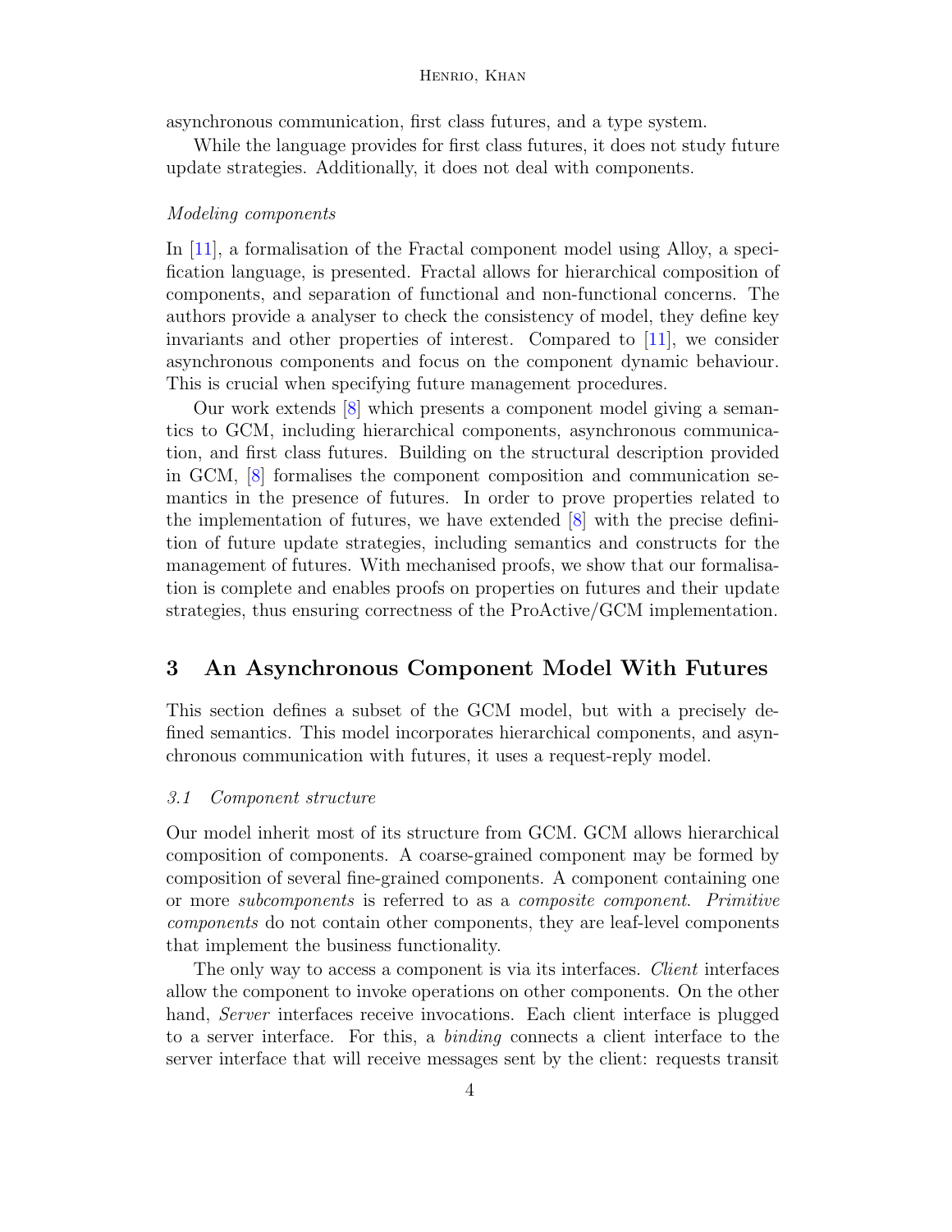asynchronous communication, first class futures, and a type system.

While the language provides for first class futures, it does not study future update strategies. Additionally, it does not deal with components.

*Modeling components*

In [11], a formalisation of the Fractal component model using Alloy, a specification language, is presented. Fractal allows for hierarchical composition of components, and separation of functional and non-functional concerns. The authors provide a analyser to check the consistency of model, they define key invariants and other properties of interest. Compared to [11], we consider asynchronous components and focus on the component dynamic behaviour. This is crucial when specifying future management procedures.

Our work extends [8] which presents a component model giving a semantics to GCM, including hierarchical components, asynchronous communication, and first class futures. Building on the structural description provided in GCM, [8] formalises the component composition and communication semantics in the presence of futures. In order to prove properties related to the implementation of futures, we have extended [8] with the precise definition of future update strategies, including semantics and constructs for the management of futures. With mechanised proofs, we show that our formalisation is complete and enables proofs on properties on futures and their update strategies, thus ensuring correctness of the ProActive/GCM implementation.

## 3 An Asynchronous Component Model With Futures

This section defines a subset of the GCM model, but with a precisely defined semantics. This model incorporates hierarchical components, and asynchronous communication with futures, it uses a request-reply model.

### *3.1 Component structure*

Our model inherit most of its structure from GCM. GCM allows hierarchical composition of components. A coarse-grained component may be formed by composition of several fine-grained components. A component containing one or more *subcomponents* is referred to as a *composite component*. *Primitive components* do not contain other components, they are leaf-level components that implement the business functionality.

The only way to access a component is via its interfaces. *Client* interfaces allow the component to invoke operations on other components. On the other hand, *Server* interfaces receive invocations. Each client interface is plugged to a server interface. For this, a *binding* connects a client interface to the server interface that will receive messages sent by the client: requests transit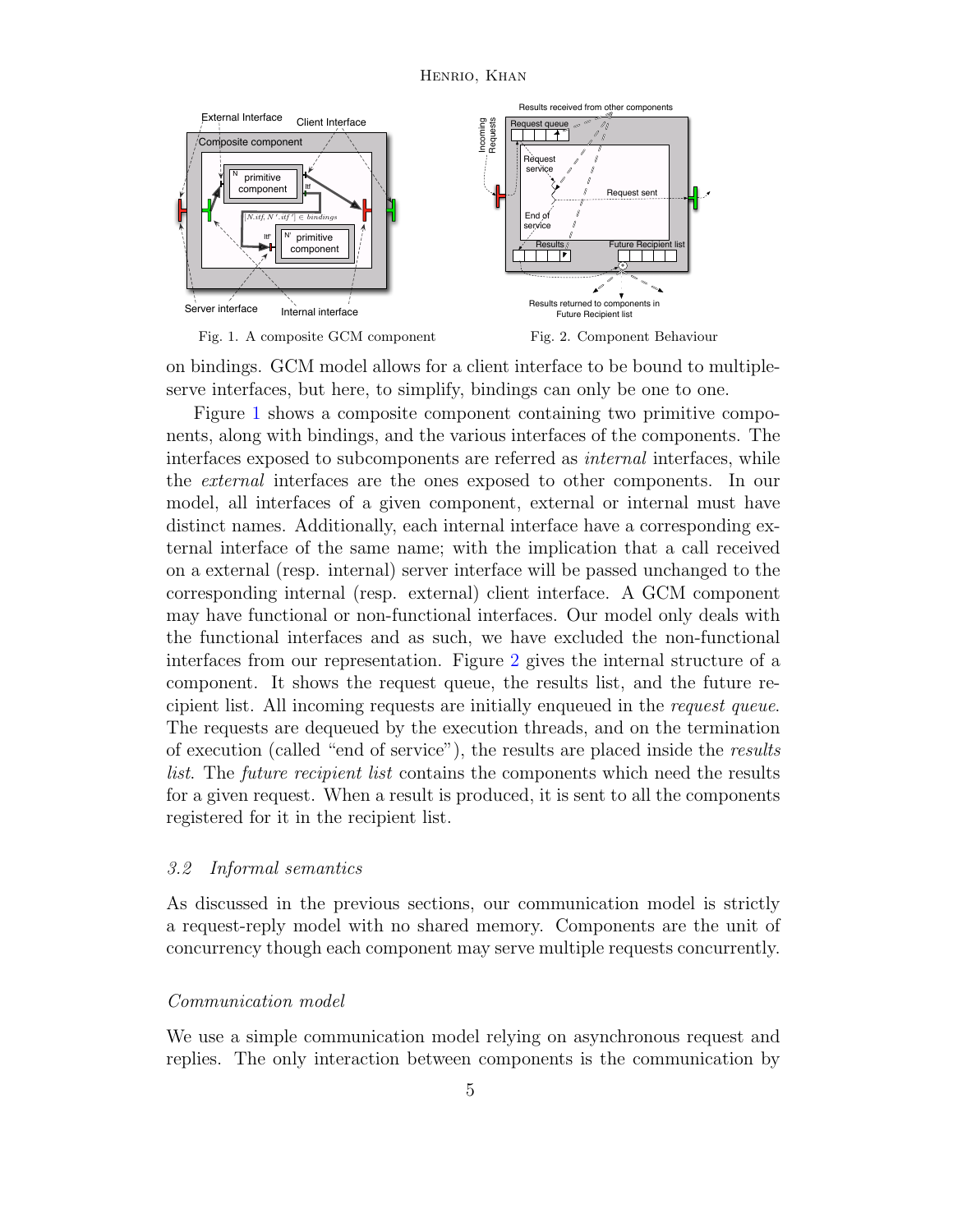Fig. 1. A composite GCM component

Fig. 2. Component Behaviour

on bindings. GCM model allows for a client interface to be bound to multiple-serve interfaces, but here, to simplify, bindings can only be one to one.

Figure 1 shows a composite component containing two primitive components, along with bindings, and the various interfaces of the components. The interfaces exposed to subcomponents are referred as *internal* interfaces, while the *external* interfaces are the ones exposed to other components. In our model, all interfaces of a given component, external or internal must have distinct names. Additionally, each internal interface have a corresponding external interface of the same name; with the implication that a call received on a external (resp. internal) server interface will be passed unchanged to the corresponding internal (resp. external) client interface. A GCM component may have functional or non-functional interfaces. Our model only deals with the functional interfaces and as such, we have excluded the non-functional interfaces from our representation. Figure 2 gives the internal structure of a component. It shows the request queue, the results list, and the future recipient list. All incoming requests are initially enqueued in the *request queue*. The requests are dequeued by the execution threads, and on the termination of execution (called "end of service"), the results are placed inside the *results list*. The *future recipient list* contains the components which need the results for a given request. When a result is produced, it is sent to all the components registered for it in the recipient list.

### *3.2 Informal semantics*

As discussed in the previous sections, our communication model is strictly a request-reply model with no shared memory. Components are the unit of concurrency though each component may serve multiple requests concurrently.

#### *Communication model*

We use a simple communication model relying on asynchronous request and replies. The only interaction between components is the communication by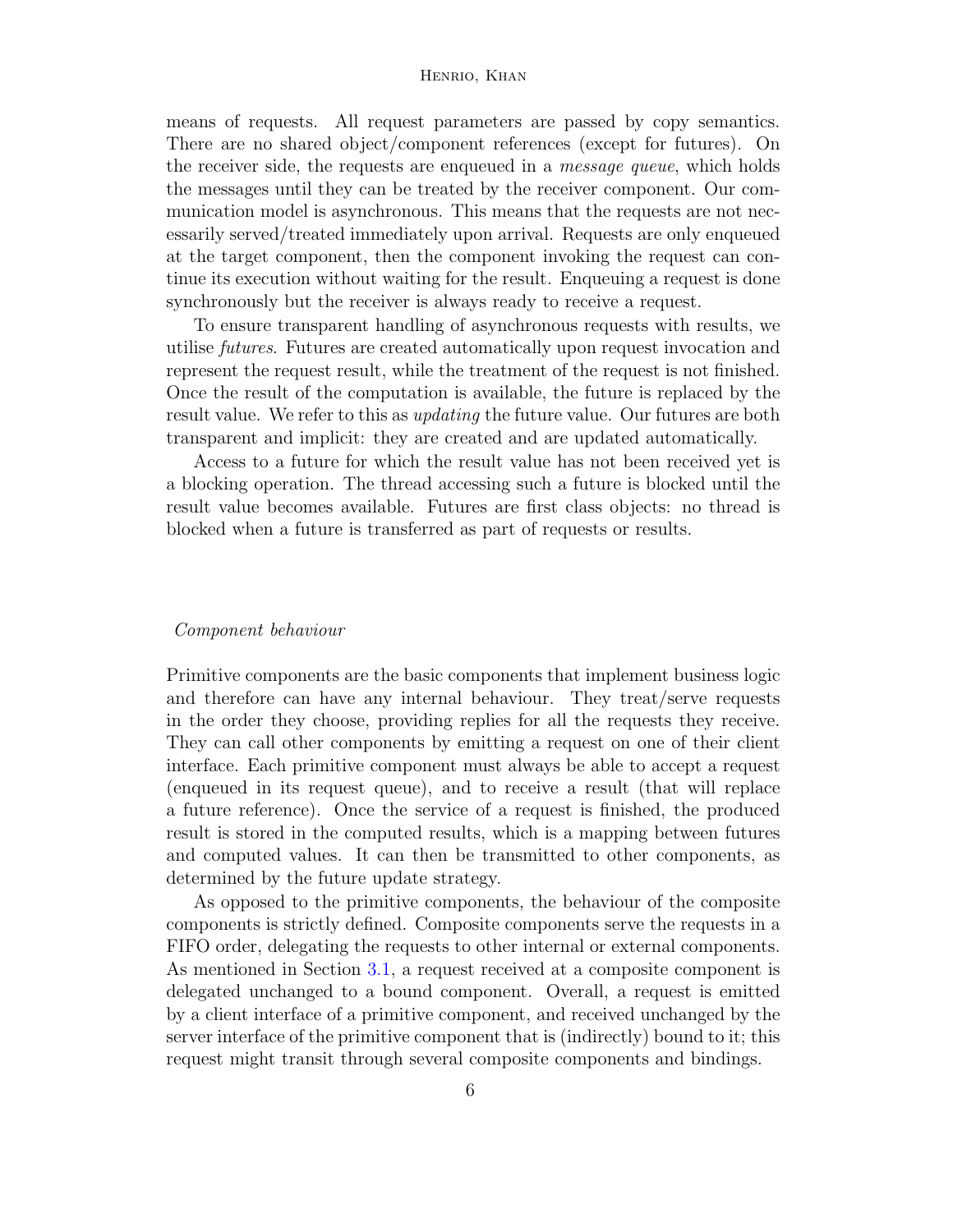means of requests. All request parameters are passed by copy semantics. There are no shared object/component references (except for futures). On the receiver side, the requests are enqueued in a *message queue*, which holds the messages until they can be treated by the receiver component. Our communication model is asynchronous. This means that the requests are not necessarily served/treated immediately upon arrival. Requests are only enqueued at the target component, then the component invoking the request can continue its execution without waiting for the result. Enqueuing a request is done synchronously but the receiver is always ready to receive a request.

To ensure transparent handling of asynchronous requests with results, we utilise *futures*. Futures are created automatically upon request invocation and represent the request result, while the treatment of the request is not finished. Once the result of the computation is available, the future is replaced by the result value. We refer to this as *updating* the future value. Our futures are both transparent and implicit: they are created and are updated automatically.

Access to a future for which the result value has not been received yet is a blocking operation. The thread accessing such a future is blocked until the result value becomes available. Futures are first class objects: no thread is blocked when a future is transferred as part of requests or results.

*Component behaviour*

Primitive components are the basic components that implement business logic and therefore can have any internal behaviour. They treat/serve requests in the order they choose, providing replies for all the requests they receive. They can call other components by emitting a request on one of their client interface. Each primitive component must always be able to accept a request (enqueued in its request queue), and to receive a result (that will replace a future reference). Once the service of a request is finished, the produced result is stored in the computed results, which is a mapping between futures and computed values. It can then be transmitted to other components, as determined by the future update strategy.

As opposed to the primitive components, the behaviour of the composite components is strictly defined. Composite components serve the requests in a FIFO order, delegating the requests to other internal or external components. As mentioned in Section 3.1, a request received at a composite component is delegated unchanged to a bound component. Overall, a request is emitted by a client interface of a primitive component, and received unchanged by the server interface of the primitive component that is (indirectly) bound to it; this request might transit through several composite components and bindings.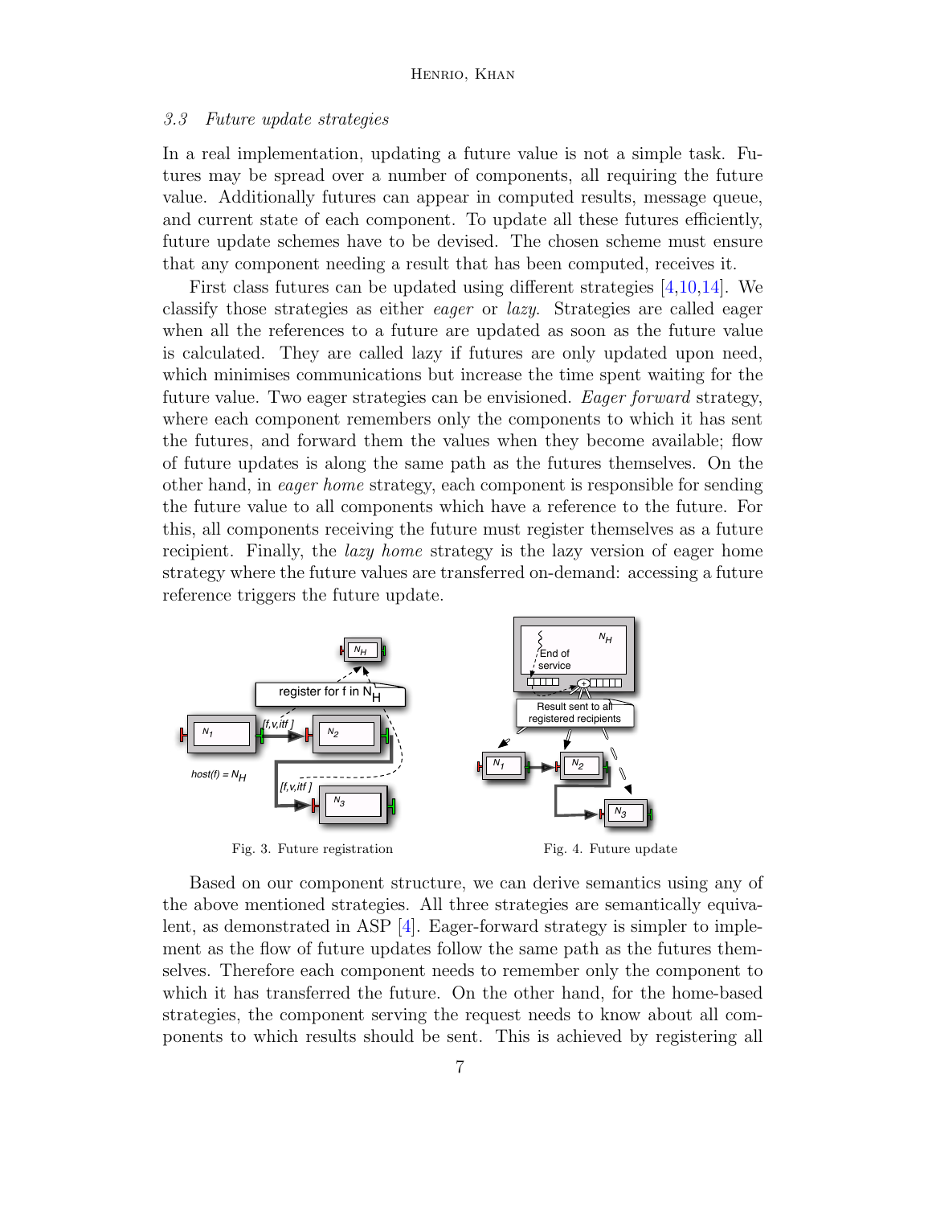### 3.3 Future update strategies

In a real implementation, updating a future value is not a simple task. Futures may be spread over a number of components, all requiring the future value. Additionally futures can appear in computed results, message queue, and current state of each component. To update all these futures efficiently, future update schemes have to be devised. The chosen scheme must ensure that any component needing a result that has been computed, receives it.

First class futures can be updated using different strategies [4,10,14]. We classify those strategies as either *eager* or *lazy*. Strategies are called eager when all the references to a future are updated as soon as the future value is calculated. They are called lazy if futures are only updated upon need, which minimises communications but increase the time spent waiting for the future value. Two eager strategies can be envisioned. *Eager forward* strategy, where each component remembers only the components to which it has sent the futures, and forward them the values when they become available; flow of future updates is along the same path as the futures themselves. On the other hand, in *eager home* strategy, each component is responsible for sending the future value to all components which have a reference to the future. For this, all components receiving the future must register themselves as a future recipient. Finally, the *lazy home* strategy is the lazy version of eager home strategy where the future values are transferred on-demand: accessing a future reference triggers the future update.

$N_H$

register for f in $N_H$

$N_1$

[f,v,itf]

$N_2$

host(f) = $N_H$

[f,v,itf]

$N_3$

Fig. 3. Future registration

$N_H$

End of service

Result sent to all registered recipients

$N_1$

$N_2$

$N_3$

Fig. 4. Future update

Based on our component structure, we can derive semantics using any of the above mentioned strategies. All three strategies are semantically equivalent, as demonstrated in ASP [4]. Eager-forward strategy is simpler to implement as the flow of future updates follow the same path as the futures themselves. Therefore each component needs to remember only the component to which it has transferred the future. On the other hand, for the home-based strategies, the component serving the request needs to know about all components to which results should be sent. This is achieved by registering all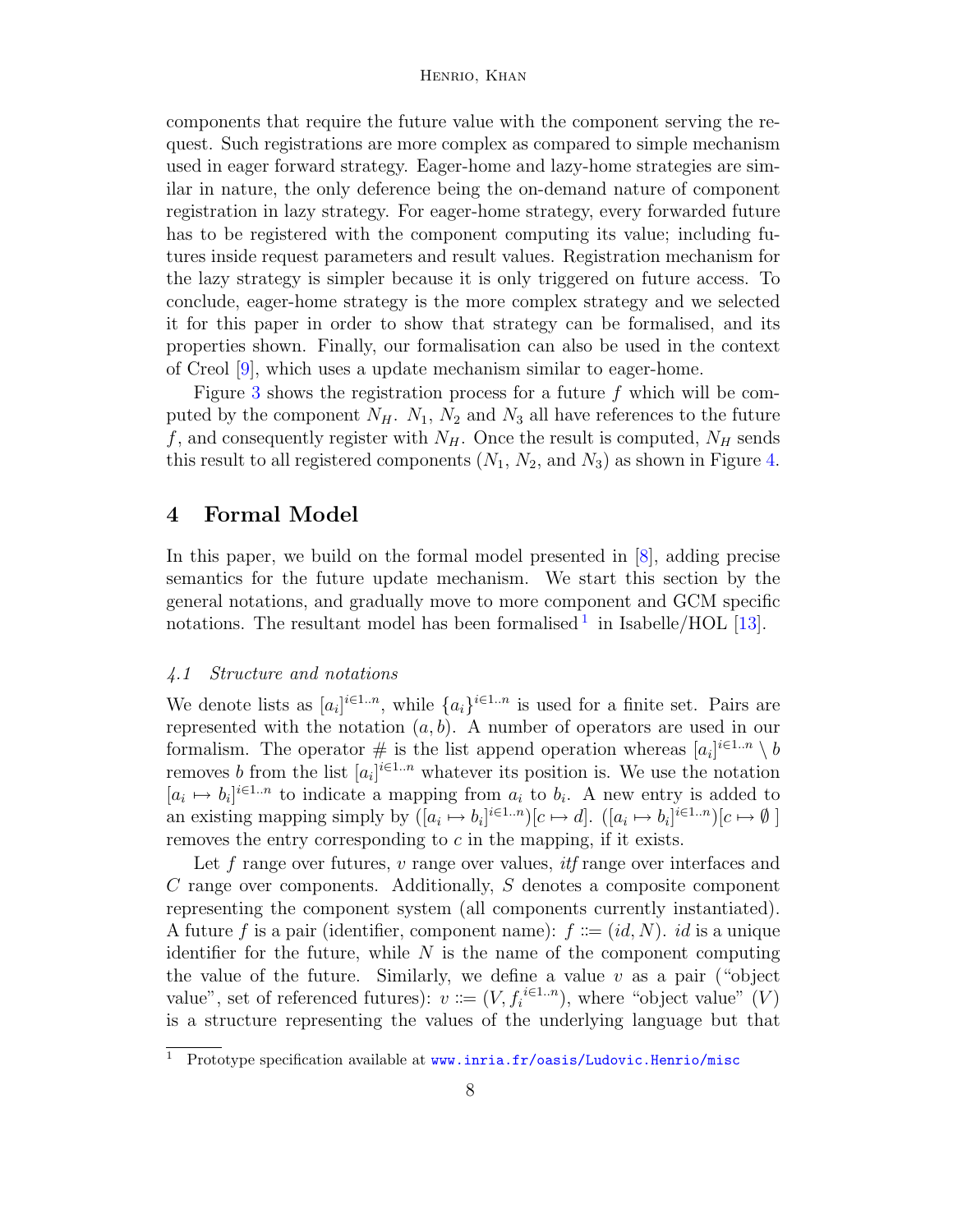components that require the future value with the component serving the request. Such registrations are more complex as compared to simple mechanism used in eager forward strategy. Eager-home and lazy-home strategies are similar in nature, the only deference being the on-demand nature of component registration in lazy strategy. For eager-home strategy, every forwarded future has to be registered with the component computing its value; including futures inside request parameters and result values. Registration mechanism for the lazy strategy is simpler because it is only triggered on future access. To conclude, eager-home strategy is the more complex strategy and we selected it for this paper in order to show that strategy can be formalised, and its properties shown. Finally, our formalisation can also be used in the context of Creol [9], which uses a update mechanism similar to eager-home.

Figure 3 shows the registration process for a future $f$ which will be computed by the component $N_H$. $N_1$, $N_2$ and $N_3$ all have references to the future $f$, and consequently register with $N_H$. Once the result is computed, $N_H$ sends this result to all registered components ($N_1$, $N_2$, and $N_3$) as shown in Figure 4.

## 4 Formal Model

In this paper, we build on the formal model presented in [8], adding precise semantics for the future update mechanism. We start this section by the general notations, and gradually move to more component and GCM specific notations. The resultant model has been formalised [1] in Isabelle/HOL [13].

### 4.1 Structure and notations

We denote lists as $[a_i]^{i \in 1..n}$, while $\{a_i\}^{i \in 1..n}$ is used for a finite set. Pairs are represented with the notation $(a, b)$. A number of operators are used in our formalism. The operator $\#$ is the list append operation whereas $[a_i]^{i \in 1..n} \setminus b$ removes $b$ from the list $[a_i]^{i \in 1..n}$ whatever its position is. We use the notation $[a_i \mapsto b_i]^{i \in 1..n}$ to indicate a mapping from $a_i$ to $b_i$. A new entry is added to an existing mapping simply by $([a_i \mapsto b_i]^{i \in 1..n})[c \mapsto d]$. $([a_i \mapsto b_i]^{i \in 1..n})[c \mapsto \emptyset\,]$ removes the entry corresponding to $c$ in the mapping, if it exists.

Let $f$ range over futures, $v$ range over values, *itf* range over interfaces and $C$ range over components. Additionally, $S$ denotes a composite component representing the component system (all components currently instantiated). A future $f$ is a pair (identifier, component name): $f ::= (id, N)$. $id$ is a unique identifier for the future, while $N$ is the name of the component computing the value of the future. Similarly, we define a value $v$ as a pair ("object value", set of referenced futures): $v ::= (V, f_i^{\,i \in 1..n})$, where "object value" ($V$) is a structure representing the values of the underlying language but that

[1] Prototype specification available at www.inria.fr/oasis/Ludovic.Henrio/misc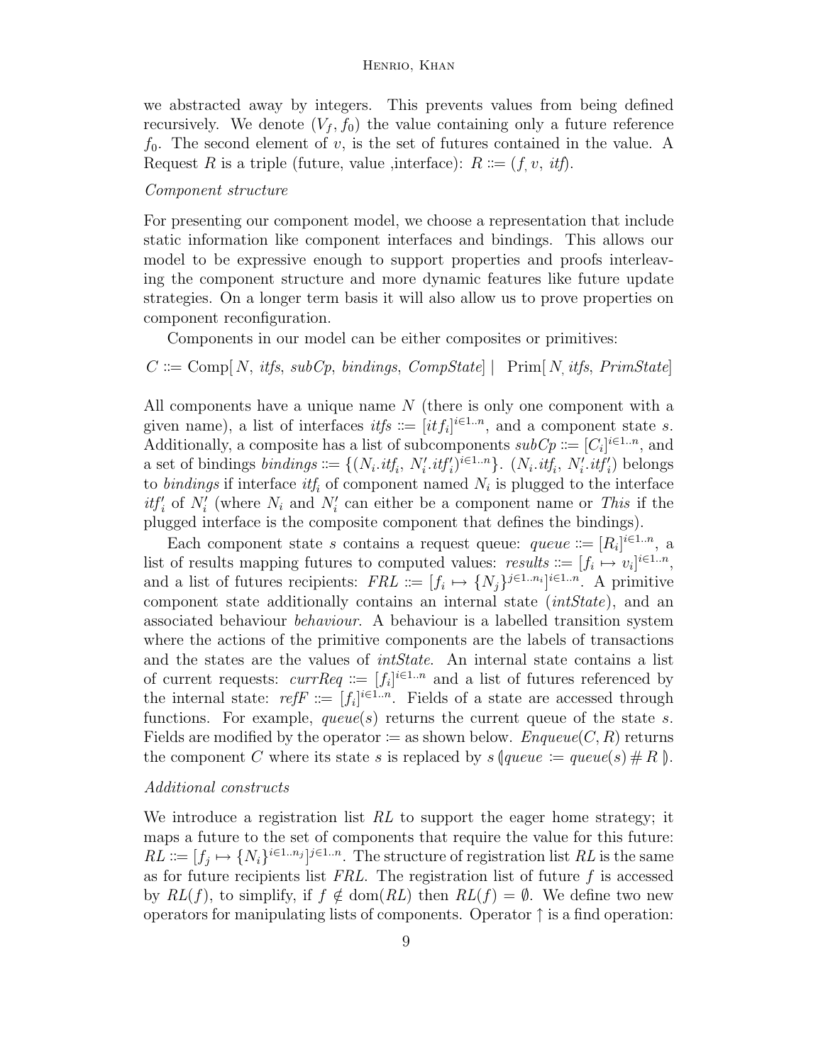we abstracted away by integers. This prevents values from being defined recursively. We denote $(V_f, f_0)$ the value containing only a future reference $f_0$. The second element of $v$, is the set of futures contained in the value. A Request $R$ is a triple (future, value ,interface): $R ::= (f, v, \mathit{itf})$.

*Component structure*

For presenting our component model, we choose a representation that include static information like component interfaces and bindings. This allows our model to be expressive enough to support properties and proofs interleaving the component structure and more dynamic features like future update strategies. On a longer term basis it will also allow us to prove properties on component reconfiguration.

Components in our model can be either composites or primitives:

$$C ::= \mathrm{Comp}[\, N,\ \mathit{itfs},\ \mathit{subCp},\ \mathit{bindings},\ \mathit{CompState}] \mid \quad \mathrm{Prim}[\, N,\ \mathit{itfs},\ \mathit{PrimState}]$$

All components have a unique name $N$ (there is only one component with a given name), a list of interfaces $\mathit{itfs} ::= [\mathit{itf}_i]^{i \in 1..n}$, and a component state $s$. Additionally, a composite has a list of subcomponents $\mathit{subCp} ::= [C_i]^{i \in 1..n}$, and a set of bindings $\mathit{bindings} ::= \{(N_i.\mathit{itf}_i,\ N'_i.\mathit{itf}'_i)^{i \in 1..n}\}$. $(N_i.\mathit{itf}_i,\ N'_i.\mathit{itf}'_i)$ belongs to *bindings* if interface $\mathit{itf}_i$ of component named $N_i$ is plugged to the interface $\mathit{itf}'_i$ of $N'_i$ (where $N_i$ and $N'_i$ can either be a component name or *This* if the plugged interface is the composite component that defines the bindings).

Each component state $s$ contains a request queue: $\mathit{queue} ::= [R_i]^{i \in 1..n}$, a list of results mapping futures to computed values: $\mathit{results} ::= [f_i \mapsto v_i]^{i \in 1..n}$, and a list of futures recipients: $\mathit{FRL} ::= [f_i \mapsto \{N_j\}^{j \in 1..n_i}]^{i \in 1..n}$. A primitive component state additionally contains an internal state (*intState*), and an associated behaviour *behaviour*. A behaviour is a labelled transition system where the actions of the primitive components are the labels of transactions and the states are the values of *intState*. An internal state contains a list of current requests: $\mathit{currReq} ::= [f_i]^{i \in 1..n}$ and a list of futures referenced by the internal state: $\mathit{refF} ::= [f_i]^{i \in 1..n}$. Fields of a state are accessed through functions. For example, $\mathit{queue}(s)$ returns the current queue of the state $s$. Fields are modified by the operator $:=$ as shown below. $\mathit{Enqueue}(C, R)$ returns the component $C$ where its state $s$ is replaced by $s \,(\!| \mathit{queue} := \mathit{queue}(s) \,\#\, R \,|\!)$.

*Additional constructs*

We introduce a registration list $RL$ to support the eager home strategy; it maps a future to the set of components that require the value for this future: $RL ::= [f_j \mapsto \{N_i\}^{i \in 1..n_j}]^{j \in 1..n}$. The structure of registration list $RL$ is the same as for future recipients list $FRL$. The registration list of future $f$ is accessed by $RL(f)$, to simplify, if $f \notin \mathrm{dom}(RL)$ then $RL(f) = \emptyset$. We define two new operators for manipulating lists of components. Operator $\uparrow$ is a find operation: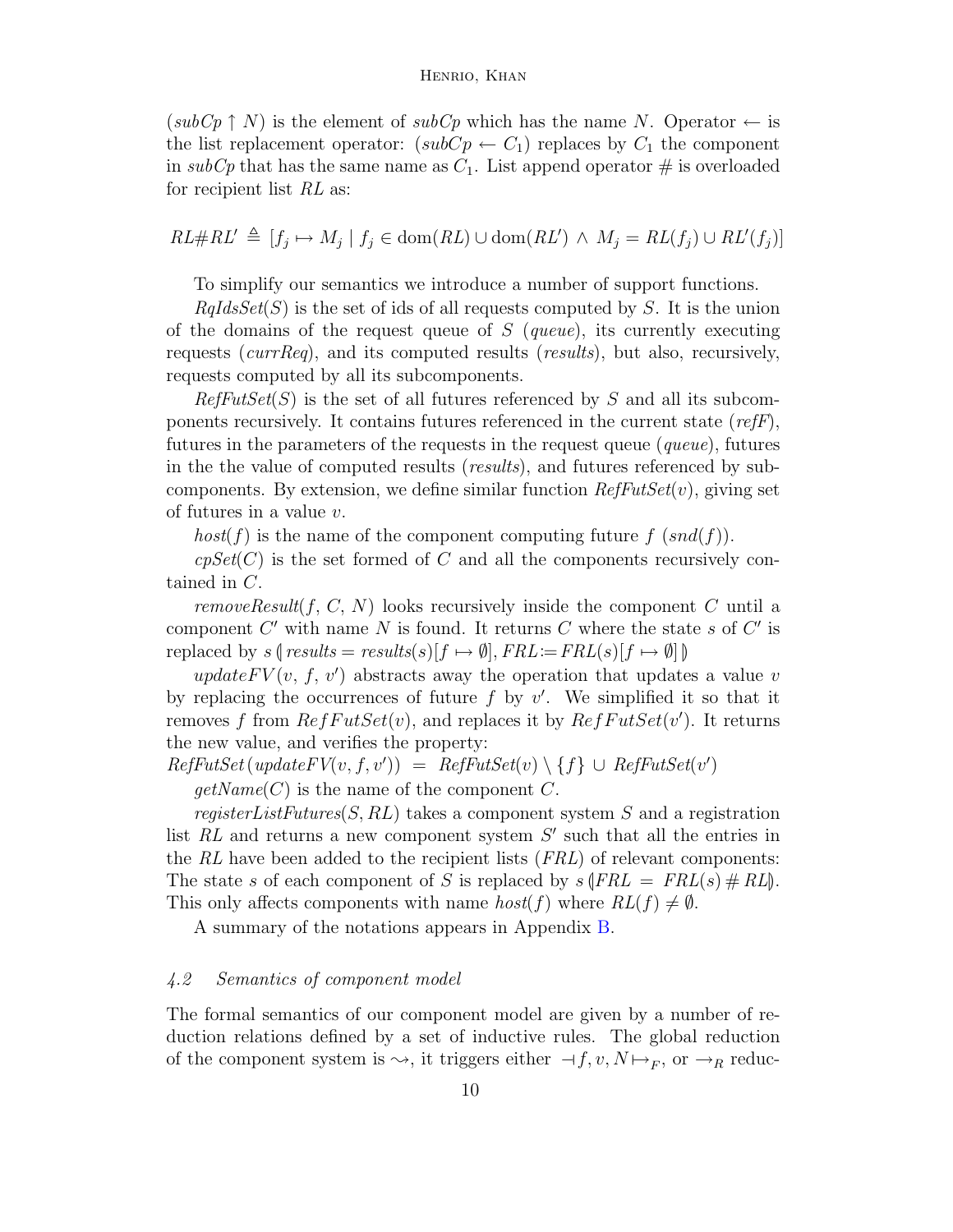$(subCp \uparrow N)$ is the element of $subCp$ which has the name $N$. Operator $\leftarrow$ is the list replacement operator: $(subCp \leftarrow C_1)$ replaces by $C_1$ the component in $subCp$ that has the same name as $C_1$. List append operator $\#$ is overloaded for recipient list $RL$ as:

$$RL\#RL' \triangleq [f_j \mapsto M_j \mid f_j \in \mathrm{dom}(RL) \cup \mathrm{dom}(RL') \wedge M_j = RL(f_j) \cup RL'(f_j)]$$

To simplify our semantics we introduce a number of support functions.

$RqIdsSet(S)$ is the set of ids of all requests computed by $S$. It is the union of the domains of the request queue of $S$ (*queue*), its currently executing requests (*currReq*), and its computed results (*results*), but also, recursively, requests computed by all its subcomponents.

$RefFutSet(S)$ is the set of all futures referenced by $S$ and all its subcomponents recursively. It contains futures referenced in the current state (*refF*), futures in the parameters of the requests in the request queue (*queue*), futures in the the value of computed results (*results*), and futures referenced by subcomponents. By extension, we define similar function $RefFutSet(v)$, giving set of futures in a value $v$.

$host(f)$ is the name of the component computing future $f$ $(snd(f))$.

$cpSet(C)$ is the set formed of $C$ and all the components recursively contained in $C$.

$removeResult(f, C, N)$ looks recursively inside the component $C$ until a component $C'$ with name $N$ is found. It returns $C$ where the state $s$ of $C'$ is replaced by $s \llparenthesis results = results(s)[f \mapsto \emptyset], FRL := FRL(s)[f \mapsto \emptyset] \rrparenthesis$

$updateFV(v, f, v')$ abstracts away the operation that updates a value $v$ by replacing the occurrences of future $f$ by $v'$. We simplified it so that it removes $f$ from $RefFutSet(v)$, and replaces it by $RefFutSet(v')$. It returns the new value, and verifies the property:
$RefFutSet(updateFV(v, f, v')) = RefFutSet(v) \setminus \{f\} \cup RefFutSet(v')$

$getName(C)$ is the name of the component $C$.

$registerListFutures(S, RL)$ takes a component system $S$ and a registration list $RL$ and returns a new component system $S'$ such that all the entries in the $RL$ have been added to the recipient lists ($FRL$) of relevant components: The state $s$ of each component of $S$ is replaced by $s \llparenthesis FRL = FRL(s) \# RL \rrparenthesis$. This only affects components with name $host(f)$ where $RL(f) \neq \emptyset$.

A summary of the notations appears in Appendix B.

### 4.2 Semantics of component model

The formal semantics of our component model are given by a number of reduction relations defined by a set of inductive rules. The global reduction of the component system is $\leadsto$, it triggers either $\dashv f, v, N \mapsto_F$, or $\rightarrow_R$ reduc-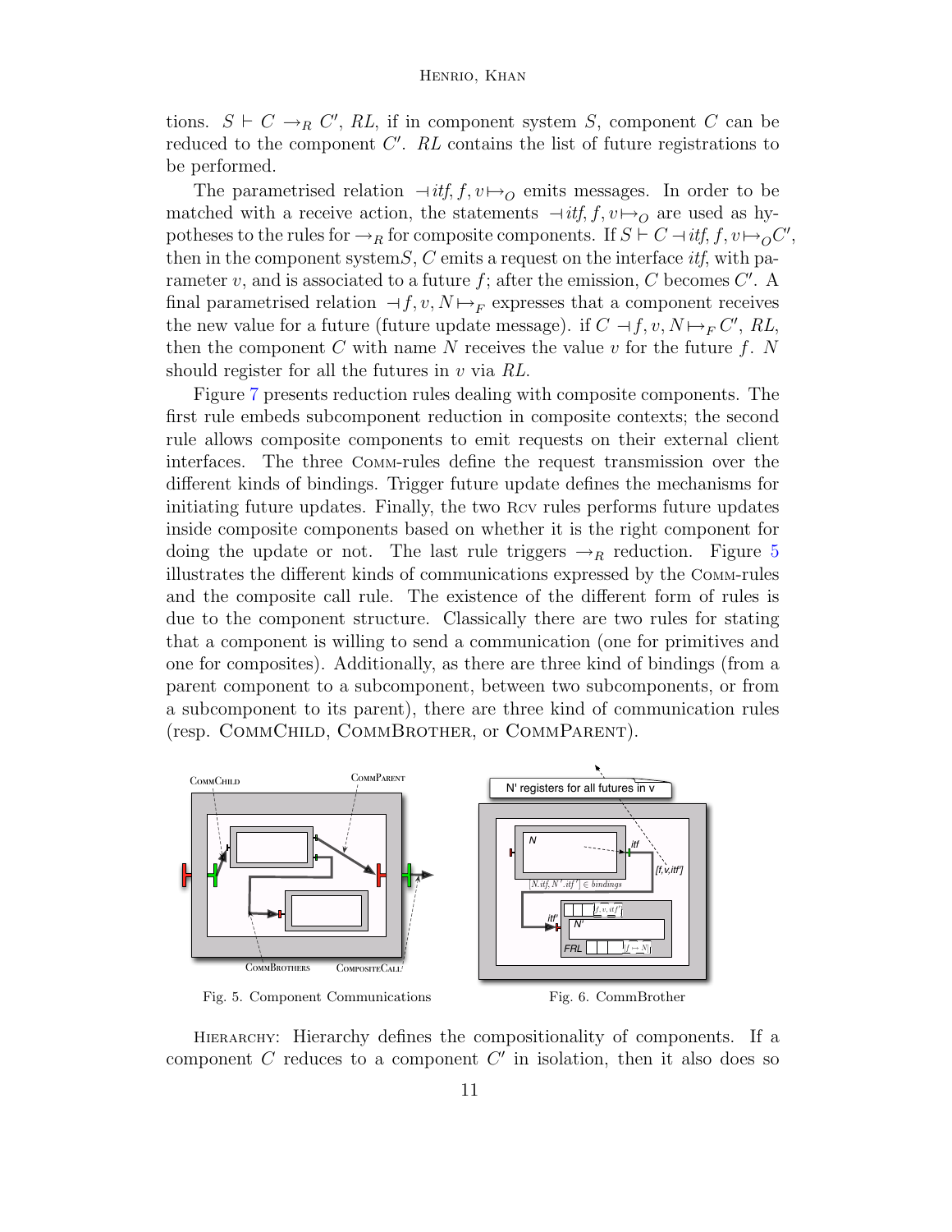tions. $S \vdash C \rightarrow_R C'$, $RL$, if in component system $S$, component $C$ can be reduced to the component $C'$. $RL$ contains the list of future registrations to be performed.

The parametrised relation $\dashv itf, f, v \mapsto_O$ emits messages. In order to be matched with a receive action, the statements $\dashv itf, f, v \mapsto_O$ are used as hypotheses to the rules for $\rightarrow_R$ for composite components. If $S \vdash C \dashv itf, f, v \mapsto_O C'$, then in the component system$S$, $C$ emits a request on the interface *itf*, with parameter $v$, and is associated to a future $f$; after the emission, $C$ becomes $C'$. A final parametrised relation $\dashv f, v, N \mapsto_F$ expresses that a component receives the new value for a future (future update message). if $C \dashv f, v, N \mapsto_F C'$, $RL$, then the component $C$ with name $N$ receives the value $v$ for the future $f$. $N$ should register for all the futures in $v$ via $RL$.

Figure 7 presents reduction rules dealing with composite components. The first rule embeds subcomponent reduction in composite contexts; the second rule allows composite components to emit requests on their external client interfaces. The three Comm-rules define the request transmission over the different kinds of bindings. Trigger future update defines the mechanisms for initiating future updates. Finally, the two Rcv rules performs future updates inside composite components based on whether it is the right component for doing the update or not. The last rule triggers $\rightarrow_R$ reduction. Figure 5 illustrates the different kinds of communications expressed by the Comm-rules and the composite call rule. The existence of the different form of rules is due to the component structure. Classically there are two rules for stating that a component is willing to send a communication (one for primitives and one for composites). Additionally, as there are three kind of bindings (from a parent component to a subcomponent, between two subcomponents, or from a subcomponent to its parent), there are three kind of communication rules (resp. CommChild, CommBrother, or CommParent).

Fig. 5. Component Communications

Fig. 6. CommBrother

Hierarchy: Hierarchy defines the compositionality of components. If a component $C$ reduces to a component $C'$ in isolation, then it also does so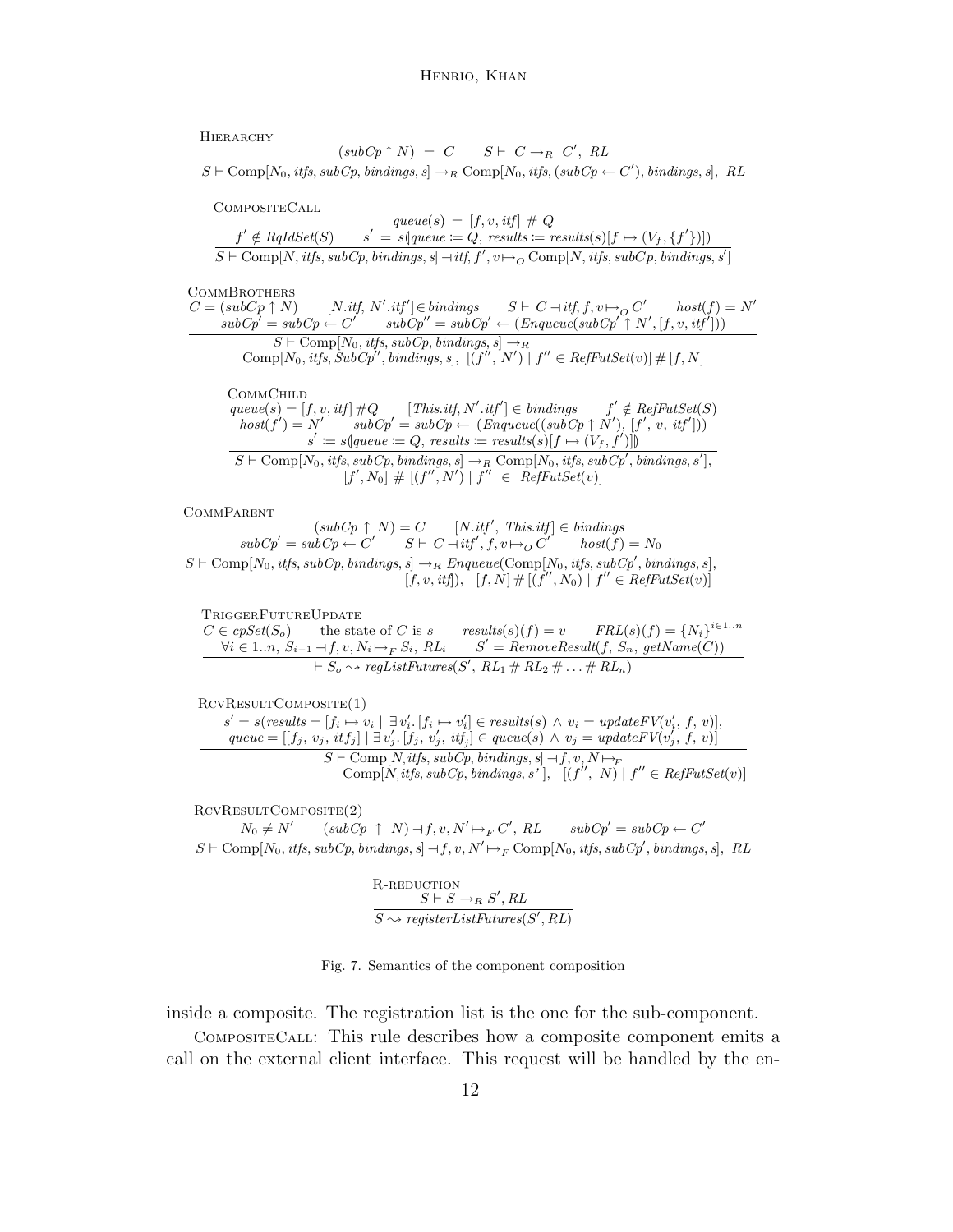Hierarchy

$$\frac{(subCp \uparrow N) \;=\; C \qquad S \vdash\; C \rightarrow_R\; C',\; RL}{S \vdash \text{Comp}[N_0, itfs, subCp, bindings, s] \rightarrow_R \text{Comp}[N_0, itfs, (subCp \leftarrow C'), bindings, s],\;\; RL}$$

CompositeCall

$$\frac{\begin{array}{c} queue(s) \;=\; [f, v, itf] \;\#\; Q \\ f' \notin RqIdSet(S) \qquad s' \;=\; s(\!|queue \coloneqq Q,\; results \coloneqq results(s)[f \mapsto (V_f, \{f'\})]|\!) \end{array}}{S \vdash \text{Comp}[N, itfs, subCp, bindings, s] \dashv itf, f', v \mapsto_O \text{Comp}[N, itfs, subCp, bindings, s']}$$

CommBrothers

$$\frac{\begin{array}{c} C = (subCp \uparrow N) \qquad [N.itf,\; N'.itf'] \in bindings \qquad S \vdash\; C \dashv itf, f, v \mapsto_O C' \qquad host(f) = N' \\ subCp' = subCp \leftarrow C' \qquad subCp'' = subCp' \leftarrow (Enqueue(subCp' \uparrow N', [f, v, itf'])) \end{array}}{\begin{array}{c} S \vdash \text{Comp}[N_0, itfs, subCp, bindings, s] \rightarrow_R \\ \text{Comp}[N_0, itfs, SubCp'', bindings, s],\;\; [(f'', N') \mid f'' \in RefFutSet(v)] \# [f, N] \end{array}}$$

CommChild

$$\frac{\begin{array}{c} queue(s) = [f, v, itf] \,\# Q \qquad [This.itf, N'.itf'] \in bindings \qquad f' \notin RefFutSet(S) \\ host(f') = N' \qquad subCp' = subCp \leftarrow\; (Enqueue((subCp \uparrow N'),\, [f',\, v,\, itf'])) \\ s' \coloneqq s(\!|queue \coloneqq Q,\; results \coloneqq results(s)[f \mapsto (V_f, f')]|\!) \end{array}}{\begin{array}{c} S \vdash \text{Comp}[N_0, itfs, subCp, bindings, s] \rightarrow_R \text{Comp}[N_0, itfs, subCp', bindings, s'], \\ [f', N_0] \;\#\; [(f'', N') \mid f'' \;\in\; RefFutSet(v)] \end{array}}$$

CommParent

$$\frac{\begin{array}{c} (subCp \;\uparrow\; N) = C \qquad [N.itf',\; This.itf] \in bindings \\ subCp' = subCp \leftarrow C' \qquad S \vdash\; C \dashv itf', f, v \mapsto_O C' \qquad host(f) = N_0 \end{array}}{\begin{array}{c} S \vdash \text{Comp}[N_0, itfs, subCp, bindings, s] \rightarrow_R Enqueue(\text{Comp}[N_0, itfs, subCp', bindings, s], \\ [f, v, itf]),\quad [f, N] \,\#\, [(f'', N_0) \mid f'' \in RefFutSet(v)] \end{array}}$$

TriggerFutureUpdate

$$\frac{\begin{array}{c} C \in cpSet(S_o) \qquad \text{the state of } C \text{ is } s \qquad results(s)(f) = v \qquad FRL(s)(f) = \{N_i\}^{i \in 1..n} \\ \forall i \in 1..n,\; S_{i-1} \dashv f, v, N_i \mapsto_F S_i,\; RL_i \qquad S' = RemoveResult(f,\, S_n,\, getName(C)) \end{array}}{\vdash\; S_o \rightsquigarrow regListFutures(S',\; RL_1 \,\#\, RL_2 \,\#\, \ldots \,\#\, RL_n)}$$

RcvResultComposite(1)

$$\frac{\begin{array}{c} s' = s(\!|results = [f_i \mapsto v_i \mid\; \exists v_i'.\, [f_i \mapsto v_i'] \in results(s) \;\wedge\; v_i = updateFV(v_i',\; f,\; v)], \\ queue = [[f_j,\, v_j,\, itf_j] \mid \exists v_j'.\, [f_j,\, v_j',\, itf_j] \in queue(s) \;\wedge\; v_j = updateFV(v_j',\, f,\, v)] \end{array}}{\begin{array}{c} S \vdash \text{Comp}[N, itfs, subCp, bindings, s] \dashv f, v, N \mapsto_F \\ \text{Comp}[N, itfs, subCp, bindings, s'\,],\quad [(f'',\; N) \mid f'' \in RefFutSet(v)] \end{array}}$$

RcvResultComposite(2)

$$\frac{N_0 \neq N' \qquad (subCp \;\uparrow\; N) \dashv f, v, N' \mapsto_F C',\; RL \qquad subCp' = subCp \leftarrow C'}{S \vdash \text{Comp}[N_0, itfs, subCp, bindings, s] \dashv f, v, N' \mapsto_F \text{Comp}[N_0, itfs, subCp', bindings, s],\;\; RL}$$

R-reduction

$$\frac{S \vdash S \rightarrow_R S', RL}{S \rightsquigarrow registerListFutures(S', RL)}$$

Fig. 7. Semantics of the component composition

inside a composite. The registration list is the one for the sub-component.

CompositeCall: This rule describes how a composite component emits a call on the external client interface. This request will be handled by the en-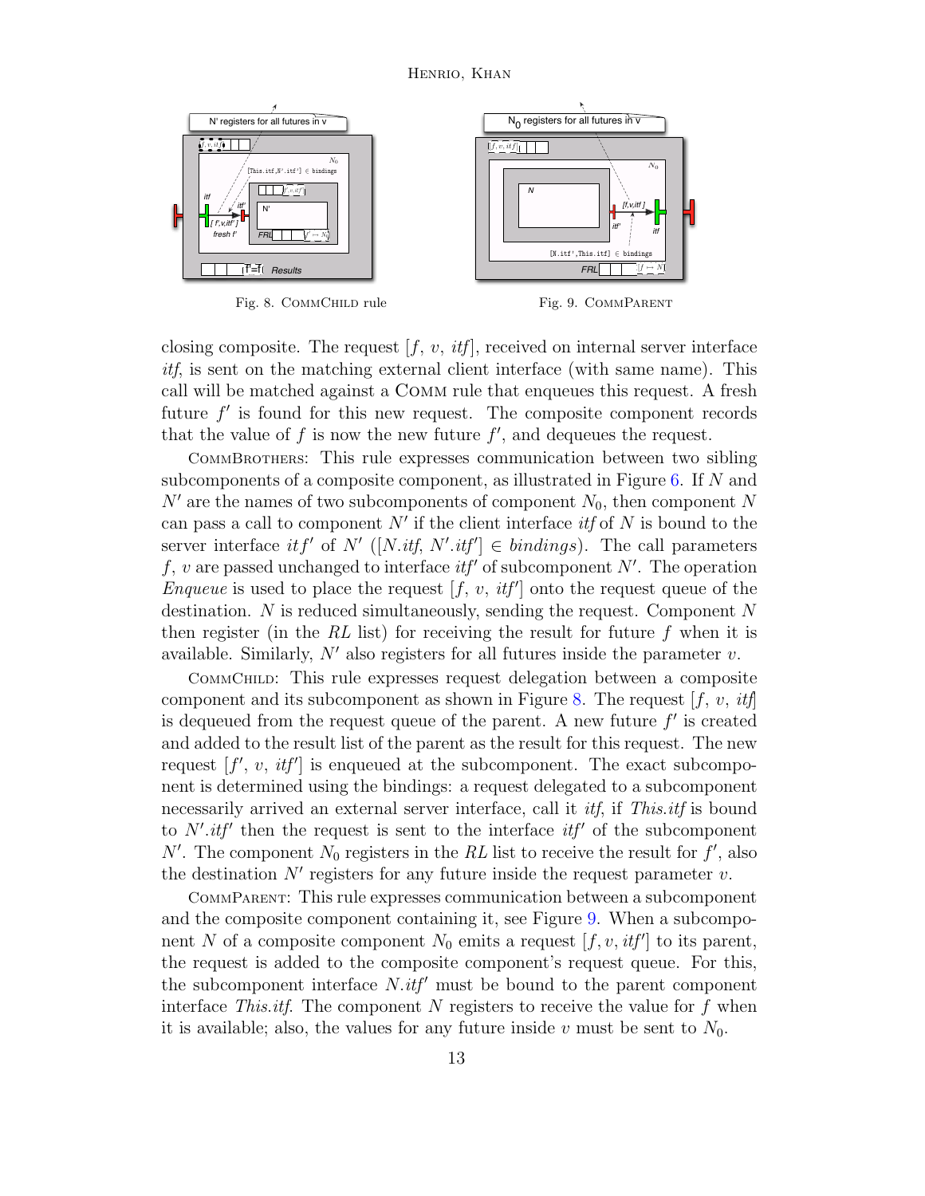Fig. 8. CommChild rule

Fig. 9. CommParent

closing composite. The request $[f, v, itf]$, received on internal server interface *itf*, is sent on the matching external client interface (with same name). This call will be matched against a Comm rule that enqueues this request. A fresh future $f'$ is found for this new request. The composite component records that the value of $f$ is now the new future $f'$, and dequeues the request.

CommBrothers: This rule expresses communication between two sibling subcomponents of a composite component, as illustrated in Figure 6. If $N$ and $N'$ are the names of two subcomponents of component $N_0$, then component $N$ can pass a call to component $N'$ if the client interface *itf* of $N$ is bound to the server interface $itf'$ of $N'$ ($[N.itf, N'.itf'] \in bindings$). The call parameters $f$, $v$ are passed unchanged to interface $itf'$ of subcomponent $N'$. The operation *Enqueue* is used to place the request $[f, v, itf']$ onto the request queue of the destination. $N$ is reduced simultaneously, sending the request. Component $N$ then register (in the *RL* list) for receiving the result for future $f$ when it is available. Similarly, $N'$ also registers for all futures inside the parameter $v$.

CommChild: This rule expresses request delegation between a composite component and its subcomponent as shown in Figure 8. The request $[f, v, itf]$ is dequeued from the request queue of the parent. A new future $f'$ is created and added to the result list of the parent as the result for this request. The new request $[f', v, itf']$ is enqueued at the subcomponent. The exact subcomponent is determined using the bindings: a request delegated to a subcomponent necessarily arrived an external server interface, call it *itf*, if *This.itf* is bound to $N'.itf'$ then the request is sent to the interface $itf'$ of the subcomponent $N'$. The component $N_0$ registers in the *RL* list to receive the result for $f'$, also the destination $N'$ registers for any future inside the request parameter $v$.

CommParent: This rule expresses communication between a subcomponent and the composite component containing it, see Figure 9. When a subcomponent $N$ of a composite component $N_0$ emits a request $[f, v, itf']$ to its parent, the request is added to the composite component's request queue. For this, the subcomponent interface $N.itf'$ must be bound to the parent component interface *This.itf*. The component $N$ registers to receive the value for $f$ when it is available; also, the values for any future inside $v$ must be sent to $N_0$.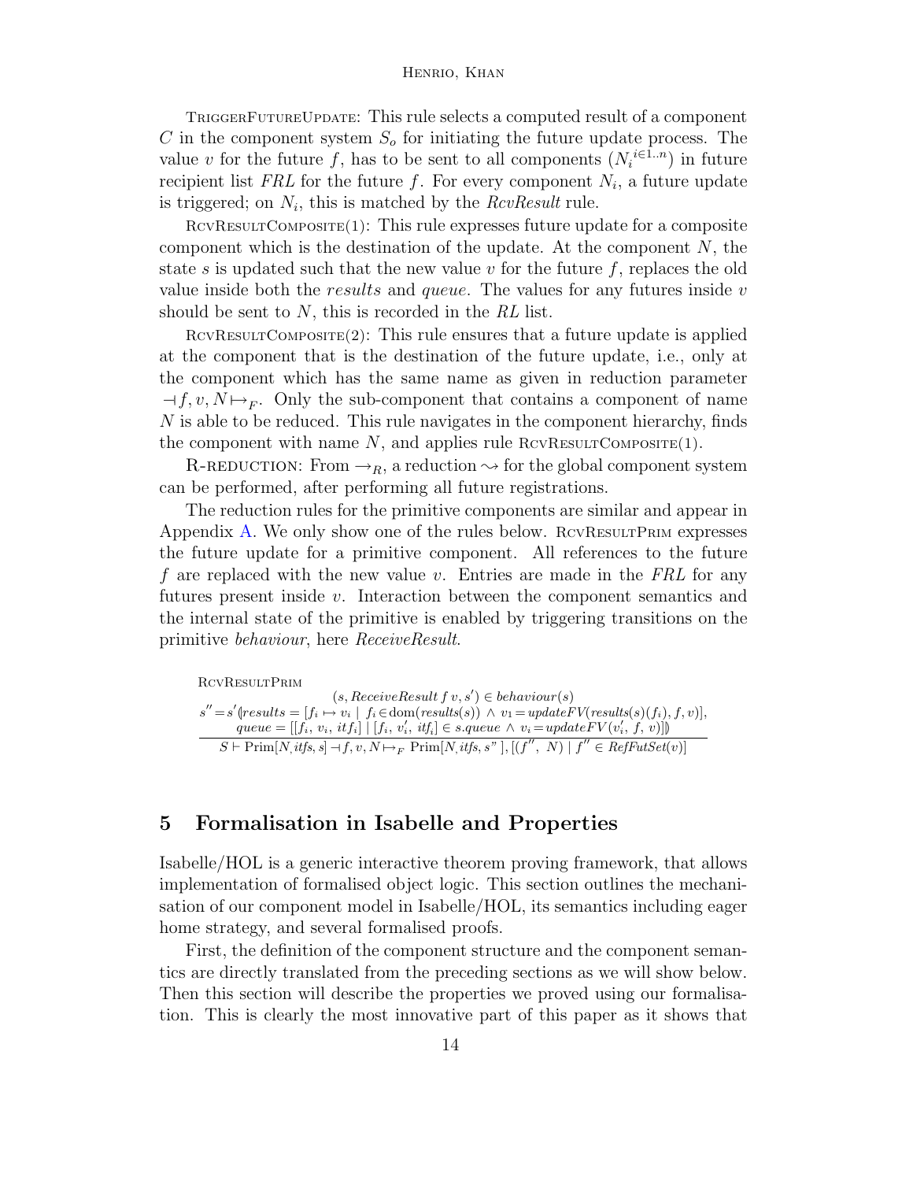TriggerFutureUpdate: This rule selects a computed result of a component $C$ in the component system $S_o$ for initiating the future update process. The value $v$ for the future $f$, has to be sent to all components $(N_i^{i \in 1..n})$ in future recipient list $FRL$ for the future $f$. For every component $N_i$, a future update is triggered; on $N_i$, this is matched by the *RcvResult* rule.

RcvResultComposite(1): This rule expresses future update for a composite component which is the destination of the update. At the component $N$, the state $s$ is updated such that the new value $v$ for the future $f$, replaces the old value inside both the *results* and *queue*. The values for any futures inside $v$ should be sent to $N$, this is recorded in the $RL$ list.

RcvResultComposite(2): This rule ensures that a future update is applied at the component that is the destination of the future update, i.e., only at the component which has the same name as given in reduction parameter $\dashv f, v, N \mapsto_F$. Only the sub-component that contains a component of name $N$ is able to be reduced. This rule navigates in the component hierarchy, finds the component with name $N$, and applies rule RcvResultComposite(1).

R-reduction: From $\rightarrow_R$, a reduction $\rightsquigarrow$ for the global component system can be performed, after performing all future registrations.

The reduction rules for the primitive components are similar and appear in Appendix A. We only show one of the rules below. RcvResultPrim expresses the future update for a primitive component. All references to the future $f$ are replaced with the new value $v$. Entries are made in the *FRL* for any futures present inside $v$. Interaction between the component semantics and the internal state of the primitive is enabled by triggering transitions on the primitive *behaviour*, here *ReceiveResult*.

RcvResultPrim

$$\frac{\begin{array}{c}(s, \mathit{ReceiveResult}\ f\ v, s') \in \mathit{behaviour}(s)\\ s'' = s' (\!| \mathit{results} = [f_i \mapsto v_i \mid f_i \in \mathrm{dom}(\mathit{results}(s)) \wedge v_1 = \mathit{updateFV}(\mathit{results}(s)(f_i), f, v)],\\ \mathit{queue} = [[f_i,\ v_i,\ \mathit{itf}_i] \mid [f_i,\ v_i',\ \mathit{itf}_i] \in s.\mathit{queue} \wedge v_i = \mathit{updateFV}(v_i',\ f,\ v)] |\!)\end{array}}{S \vdash \mathrm{Prim}[N, \mathit{itfs}, s] \dashv f, v, N \mapsto_F \mathrm{Prim}[N, \mathit{itfs}, s''], [(f'',\ N) \mid f'' \in \mathit{RefFutSet}(v)]}$$

## 5 Formalisation in Isabelle and Properties

Isabelle/HOL is a generic interactive theorem proving framework, that allows implementation of formalised object logic. This section outlines the mechanisation of our component model in Isabelle/HOL, its semantics including eager home strategy, and several formalised proofs.

First, the definition of the component structure and the component semantics are directly translated from the preceding sections as we will show below. Then this section will describe the properties we proved using our formalisation. This is clearly the most innovative part of this paper as it shows that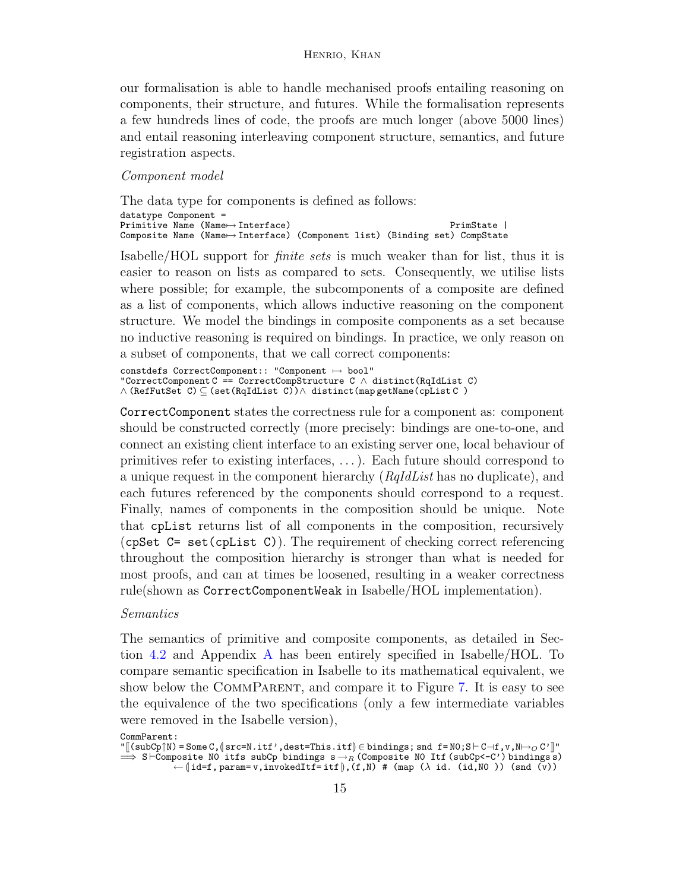our formalisation is able to handle mechanised proofs entailing reasoning on components, their structure, and futures. While the formalisation represents a few hundreds lines of code, the proofs are much longer (above 5000 lines) and entail reasoning interleaving component structure, semantics, and future registration aspects.

*Component model*

The data type for components is defined as follows:

```
datatype Component =
Primitive Name (Name⇀ Interface)                                    PrimState |
Composite Name (Name⇀ Interface) (Component list) (Binding set) CompState
```

Isabelle/HOL support for *finite sets* is much weaker than for list, thus it is easier to reason on lists as compared to sets. Consequently, we utilise lists where possible; for example, the subcomponents of a composite are defined as a list of components, which allows inductive reasoning on the component structure. We model the bindings in composite components as a set because no inductive reasoning is required on bindings. In practice, we only reason on a subset of components, that we call correct components:

```
constdefs CorrectComponent:: "Component ⇀ bool"
"CorrectComponent C == CorrectCompStructure C ∧ distinct(RqIdList C)
∧ (RefFutSet C) ⊆ (set(RqIdList C))∧ distinct(map getName(cpList C )
```

`CorrectComponent` states the correctness rule for a component as: component should be constructed correctly (more precisely: bindings are one-to-one, and connect an existing client interface to an existing server one, local behaviour of primitives refer to existing interfaces, ...). Each future should correspond to a unique request in the component hierarchy (*RqIdList* has no duplicate), and each futures referenced by the components should correspond to a request. Finally, names of components in the composition should be unique. Note that `cpList` returns list of all components in the composition, recursively (`cpSet C= set(cpList C)`). The requirement of checking correct referencing throughout the composition hierarchy is stronger than what is needed for most proofs, and can at times be loosened, resulting in a weaker correctness rule(shown as `CorrectComponentWeak` in Isabelle/HOL implementation).

*Semantics*

The semantics of primitive and composite components, as detailed in Section 4.2 and Appendix A has been entirely specified in Isabelle/HOL. To compare semantic specification in Isabelle to its mathematical equivalent, we show below the CommParent, and compare it to Figure 7. It is easy to see the equivalence of the two specifications (only a few intermediate variables were removed in the Isabelle version),

```
CommParent:
"⟦(subCp↑N) = Some C,⦇src=N.itf',dest=This.itf⦈ ∈ bindings; snd f=N0;S ⊢ C⊣f,v,N↦O C'⟧"
⟹ S⊢Composite N0 itfs subCp bindings s →R (Composite N0 Itf (subCp<-C') bindings s)
        ← ⦇id=f, param= v,invokedItf= itf⦈,(f,N) # (map (λ id. (id,N0 )) (snd (v))
```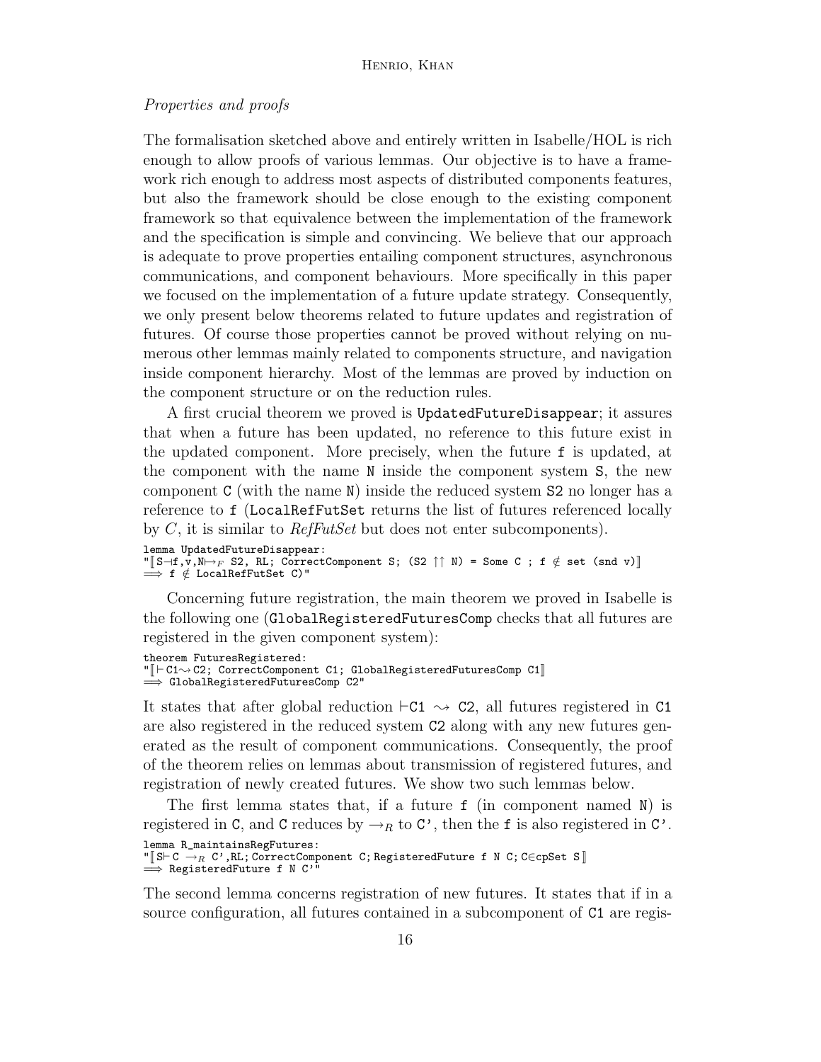*Properties and proofs*

The formalisation sketched above and entirely written in Isabelle/HOL is rich enough to allow proofs of various lemmas. Our objective is to have a framework rich enough to address most aspects of distributed components features, but also the framework should be close enough to the existing component framework so that equivalence between the implementation of the framework and the specification is simple and convincing. We believe that our approach is adequate to prove properties entailing component structures, asynchronous communications, and component behaviours. More specifically in this paper we focused on the implementation of a future update strategy. Consequently, we only present below theorems related to future updates and registration of futures. Of course those properties cannot be proved without relying on numerous other lemmas mainly related to components structure, and navigation inside component hierarchy. Most of the lemmas are proved by induction on the component structure or on the reduction rules.

A first crucial theorem we proved is `UpdatedFutureDisappear`; it assures that when a future has been updated, no reference to this future exist in the updated component. More precisely, when the future `f` is updated, at the component with the name `N` inside the component system `S`, the new component `C` (with the name `N`) inside the reduced system `S2` no longer has a reference to `f` (`LocalRefFutSet` returns the list of futures referenced locally by $C$, it is similar to *RefFutSet* but does not enter subcomponents).

```
lemma UpdatedFutureDisappear:
"⟦S⊣f,v,N↦F S2, RL; CorrectComponent S; (S2 ↑↑ N) = Some C ; f ∉ set (snd v)⟧
⟹ f ∉ LocalRefFutSet C)"
```

Concerning future registration, the main theorem we proved in Isabelle is the following one (`GlobalRegisteredFuturesComp` checks that all futures are registered in the given component system):

```
theorem FuturesRegistered:
"⟦⊢C1↝C2; CorrectComponent C1; GlobalRegisteredFuturesComp C1⟧
⟹ GlobalRegisteredFuturesComp C2"
```

It states that after global reduction `⊢C1 ↝ C2`, all futures registered in `C1` are also registered in the reduced system `C2` along with any new futures generated as the result of component communications. Consequently, the proof of the theorem relies on lemmas about transmission of registered futures, and registration of newly created futures. We show two such lemmas below.

The first lemma states that, if a future `f` (in component named `N`) is registered in `C`, and `C` reduces by $\rightarrow_R$ to `C'`, then the `f` is also registered in `C'`.

```
lemma R_maintainsRegFutures:
"⟦S⊢C →R C',RL; CorrectComponent C; RegisteredFuture f N C; C∈cpSet S⟧
⟹ RegisteredFuture f N C'"
```

The second lemma concerns registration of new futures. It states that if in a source configuration, all futures contained in a subcomponent of `C1` are regis-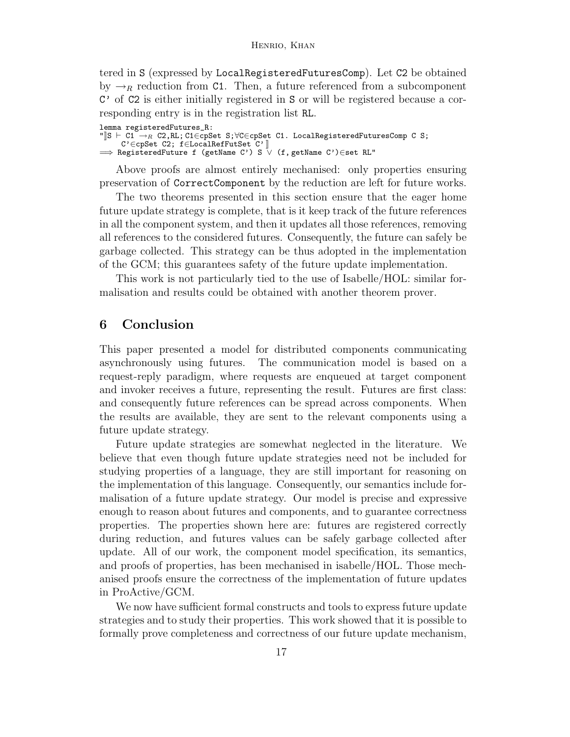tered in S (expressed by LocalRegisteredFuturesComp). Let C2 be obtained by $\rightarrow_R$ reduction from C1. Then, a future referenced from a subcomponent C' of C2 is either initially registered in S or will be registered because a corresponding entry is in the registration list RL.

```
lemma registeredFutures_R:
"⟦S ⊢ C1 →R C2,RL; C1∈cpSet S;∀C∈cpSet C1. LocalRegisteredFuturesComp C S;
    C'∈cpSet C2; f∈LocalRefFutSet C'⟧
⟹ RegisteredFuture f (getName C') S ∨ (f, getName C')∈set RL"
```

Above proofs are almost entirely mechanised: only properties ensuring preservation of CorrectComponent by the reduction are left for future works.

The two theorems presented in this section ensure that the eager home future update strategy is complete, that is it keep track of the future references in all the component system, and then it updates all those references, removing all references to the considered futures. Consequently, the future can safely be garbage collected. This strategy can be thus adopted in the implementation of the GCM; this guarantees safety of the future update implementation.

This work is not particularly tied to the use of Isabelle/HOL: similar formalisation and results could be obtained with another theorem prover.

## 6 Conclusion

This paper presented a model for distributed components communicating asynchronously using futures. The communication model is based on a request-reply paradigm, where requests are enqueued at target component and invoker receives a future, representing the result. Futures are first class: and consequently future references can be spread across components. When the results are available, they are sent to the relevant components using a future update strategy.

Future update strategies are somewhat neglected in the literature. We believe that even though future update strategies need not be included for studying properties of a language, they are still important for reasoning on the implementation of this language. Consequently, our semantics include formalisation of a future update strategy. Our model is precise and expressive enough to reason about futures and components, and to guarantee correctness properties. The properties shown here are: futures are registered correctly during reduction, and futures values can be safely garbage collected after update. All of our work, the component model specification, its semantics, and proofs of properties, has been mechanised in isabelle/HOL. Those mechanised proofs ensure the correctness of the implementation of future updates in ProActive/GCM.

We now have sufficient formal constructs and tools to express future update strategies and to study their properties. This work showed that it is possible to formally prove completeness and correctness of our future update mechanism,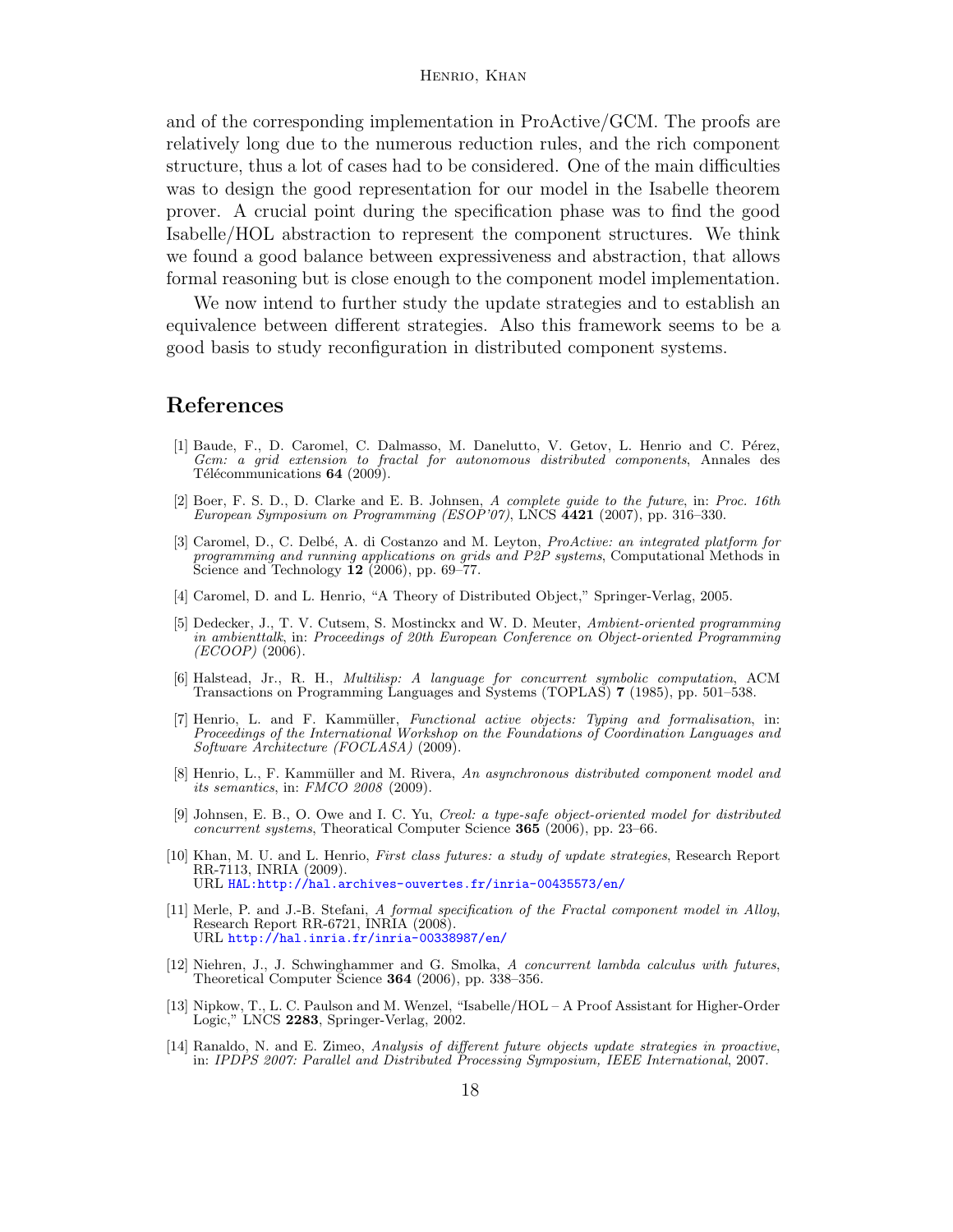and of the corresponding implementation in ProActive/GCM. The proofs are relatively long due to the numerous reduction rules, and the rich component structure, thus a lot of cases had to be considered. One of the main difficulties was to design the good representation for our model in the Isabelle theorem prover. A crucial point during the specification phase was to find the good Isabelle/HOL abstraction to represent the component structures. We think we found a good balance between expressiveness and abstraction, that allows formal reasoning but is close enough to the component model implementation.

We now intend to further study the update strategies and to establish an equivalence between different strategies. Also this framework seems to be a good basis to study reconfiguration in distributed component systems.

## References

[1] Baude, F., D. Caromel, C. Dalmasso, M. Danelutto, V. Getov, L. Henrio and C. Pérez, *Gcm: a grid extension to fractal for autonomous distributed components*, Annales des Télécommunications **64** (2009).

[2] Boer, F. S. D., D. Clarke and E. B. Johnsen, *A complete guide to the future*, in: *Proc. 16th European Symposium on Programming (ESOP'07)*, LNCS **4421** (2007), pp. 316–330.

[3] Caromel, D., C. Delbé, A. di Costanzo and M. Leyton, *ProActive: an integrated platform for programming and running applications on grids and P2P systems*, Computational Methods in Science and Technology **12** (2006), pp. 69–77.

[4] Caromel, D. and L. Henrio, "A Theory of Distributed Object," Springer-Verlag, 2005.

[5] Dedecker, J., T. V. Cutsem, S. Mostinckx and W. D. Meuter, *Ambient-oriented programming in ambienttalk*, in: *Proceedings of 20th European Conference on Object-oriented Programming (ECOOP)* (2006).

[6] Halstead, Jr., R. H., *Multilisp: A language for concurrent symbolic computation*, ACM Transactions on Programming Languages and Systems (TOPLAS) **7** (1985), pp. 501–538.

[7] Henrio, L. and F. Kammüller, *Functional active objects: Typing and formalisation*, in: *Proceedings of the International Workshop on the Foundations of Coordination Languages and Software Architecture (FOCLASA)* (2009).

[8] Henrio, L., F. Kammüller and M. Rivera, *An asynchronous distributed component model and its semantics*, in: *FMCO 2008* (2009).

[9] Johnsen, E. B., O. Owe and I. C. Yu, *Creol: a type-safe object-oriented model for distributed concurrent systems*, Theoretical Computer Science **365** (2006), pp. 23–66.

[10] Khan, M. U. and L. Henrio, *First class futures: a study of update strategies*, Research Report RR-7113, INRIA (2009).
URL HAL:http://hal.archives-ouvertes.fr/inria-00435573/en/

[11] Merle, P. and J.-B. Stefani, *A formal specification of the Fractal component model in Alloy*, Research Report RR-6721, INRIA (2008).
URL http://hal.inria.fr/inria-00338987/en/

[12] Niehren, J., J. Schwinghammer and G. Smolka, *A concurrent lambda calculus with futures*, Theoretical Computer Science **364** (2006), pp. 338–356.

[13] Nipkow, T., L. C. Paulson and M. Wenzel, "Isabelle/HOL – A Proof Assistant for Higher-Order Logic," LNCS **2283**, Springer-Verlag, 2002.

[14] Ranaldo, N. and E. Zimeo, *Analysis of different future objects update strategies in proactive*, in: *IPDPS 2007: Parallel and Distributed Processing Symposium, IEEE International*, 2007.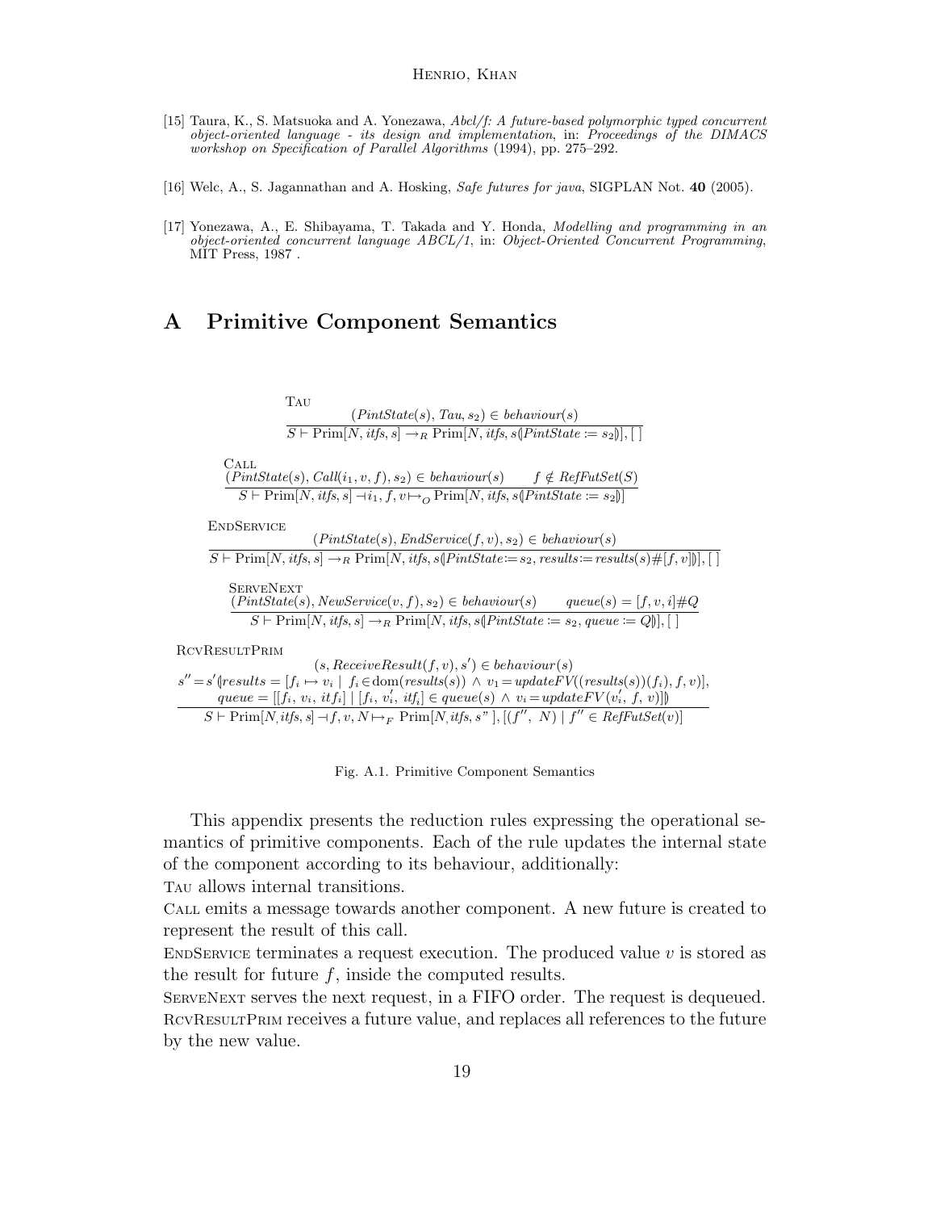[15] Taura, K., S. Matsuoka and A. Yonezawa, *Abcl/f: A future-based polymorphic typed concurrent object-oriented language - its design and implementation*, in: *Proceedings of the DIMACS workshop on Specification of Parallel Algorithms* (1994), pp. 275–292.

[16] Welc, A., S. Jagannathan and A. Hosking, *Safe futures for java*, SIGPLAN Not. **40** (2005).

[17] Yonezawa, A., E. Shibayama, T. Takada and Y. Honda, *Modelling and programming in an object-oriented concurrent language ABCL/1*, in: *Object-Oriented Concurrent Programming*, MIT Press, 1987 .

# A Primitive Component Semantics

Tau
$$\frac{(\mathit{PintState}(s),\, \mathit{Tau}, s_2) \in \mathit{behaviour}(s)}{S \vdash \mathrm{Prim}[N, \mathit{itfs}, s] \rightarrow_R \mathrm{Prim}[N, \mathit{itfs}, s(\!|\mathit{PintState} \coloneqq s_2|\!)], [\,]}$$

Call
$$\frac{(\mathit{PintState}(s), \mathit{Call}(i_1, v, f), s_2) \in \mathit{behaviour}(s) \qquad f \notin \mathit{RefFutSet}(S)}{S \vdash \mathrm{Prim}[N, \mathit{itfs}, s] \dashv i_1, f, v \mapsto_O \mathrm{Prim}[N, \mathit{itfs}, s(\!|\mathit{PintState} \coloneqq s_2|\!)]}$$

EndService
$$\frac{(\mathit{PintState}(s), \mathit{EndService}(f, v), s_2) \in \mathit{behaviour}(s)}{S \vdash \mathrm{Prim}[N, \mathit{itfs}, s] \rightarrow_R \mathrm{Prim}[N, \mathit{itfs}, s(\!|\mathit{PintState} \coloneqq s_2, \mathit{results} \coloneqq \mathit{results}(s)\#[f, v]|\!)], [\,]}$$

ServeNext
$$\frac{(\mathit{PintState}(s), \mathit{NewService}(v, f), s_2) \in \mathit{behaviour}(s) \qquad \mathit{queue}(s) = [f, v, i]\#Q}{S \vdash \mathrm{Prim}[N, \mathit{itfs}, s] \rightarrow_R \mathrm{Prim}[N, \mathit{itfs}, s(\!|\mathit{PintState} \coloneqq s_2, \mathit{queue} \coloneqq Q|\!)], [\,]}$$

RcvResultPrim
$$\frac{\begin{array}{c}(s, \mathit{ReceiveResult}(f, v), s') \in \mathit{behaviour}(s)\\ s'' = s'(\!|\mathit{results} = [f_i \mapsto v_i \mid f_i \in \mathrm{dom}(\mathit{results}(s)) \wedge v_1 = \mathit{updateFV}((\mathit{results}(s))(f_i), f, v)],\\ \mathit{queue} = [[f_i,\, v_i,\, \mathit{itf}_i] \mid [f_i,\, v_i',\, \mathit{itf}_i] \in \mathit{queue}(s) \wedge v_i = \mathit{updateFV}(v_i',\, f,\, v)]|\!)\end{array}}{S \vdash \mathrm{Prim}[N, \mathit{itfs}, s] \dashv f, v, N \mapsto_F \mathrm{Prim}[N, \mathit{itfs}, s''\,], [(f'',\, N) \mid f'' \in \mathit{RefFutSet}(v)]}$$

Fig. A.1. Primitive Component Semantics

This appendix presents the reduction rules expressing the operational semantics of primitive components. Each of the rule updates the internal state of the component according to its behaviour, additionally:

Tau allows internal transitions.

Call emits a message towards another component. A new future is created to represent the result of this call.

EndService terminates a request execution. The produced value $v$ is stored as the result for future $f$, inside the computed results.

ServeNext serves the next request, in a FIFO order. The request is dequeued.

RcvResultPrim receives a future value, and replaces all references to the future by the new value.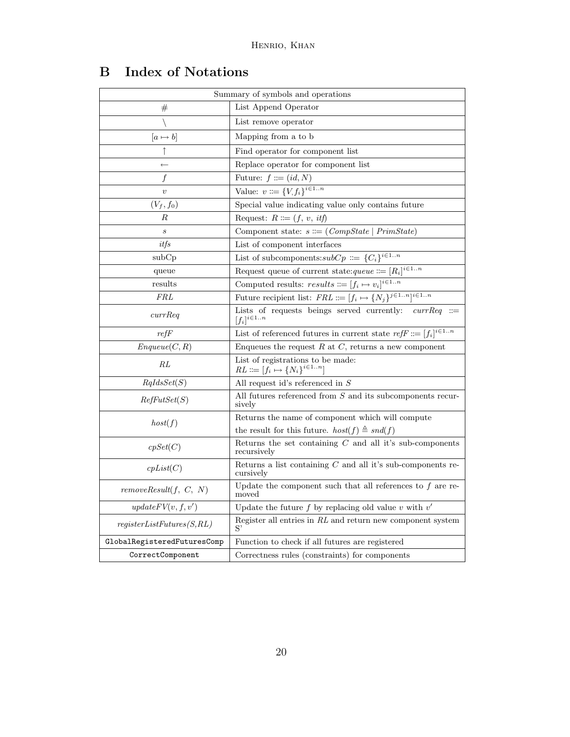## B Index of Notations

| Summary of symbols and operations | |
|---|---|
| $\#$ | List Append Operator |
| $\setminus$ | List remove operator |
| $[a \mapsto b]$ | Mapping from a to b |
| $\uparrow$ | Find operator for component list |
| $\leftarrow$ | Replace operator for component list |
| $f$ | Future: $f ::= (id, N)$ |
| $v$ | Value: $v ::= \{V, f_i\}^{i \in 1..n}$ |
| $(V_f, f_0)$ | Special value indicating value only contains future |
| $R$ | Request: $R ::= (f,\ v,\ itf)$ |
| $s$ | Component state: $s ::= (CompState \mid PrimState)$ |
| $itfs$ | List of component interfaces |
| subCp | List of subcomponents: $subCp\ ::=\ \{C_i\}^{i \in 1..n}$ |
| queue | Request queue of current state: $queue ::= [R_i]^{i \in 1..n}$ |
| results | Computed results: $results ::= [f_i \mapsto v_i]^{i \in 1..n}$ |
| $FRL$ | Future recipient list: $FRL ::= [f_i \mapsto \{N_j\}^{j \in 1..n}]^{i \in 1..n}$ |
| $currReq$ | Lists of requests beings served currently: $currReq\ ::= [f_i]^{i \in 1..n}$ |
| $refF$ | List of referenced futures in current state $refF ::= [f_i]^{i \in 1..n}$ |
| $Enqueue(C, R)$ | Enqueues the request $R$ at $C$, returns a new component |
| $RL$ | List of registrations to be made: $RL ::= [f_i \mapsto \{N_i\}^{i \in 1..n}]$ |
| $RqIdsSet(S)$ | All request id's referenced in $S$ |
| $RefFutSet(S)$ | All futures referenced from $S$ and its subcomponents recursively |
| $host(f)$ | Returns the name of component which will compute the result for this future. $host(f) \triangleq snd(f)$ |
| $cpSet(C)$ | Returns the set containing $C$ and all it's sub-components recursively |
| $cpList(C)$ | Returns a list containing $C$ and all it's sub-components recursively |
| $removeResult(f,\ C,\ N)$ | Update the component such that all references to $f$ are removed |
| $updateFV(v, f, v')$ | Update the future $f$ by replacing old value $v$ with $v'$ |
| $registerListFutures(S,RL)$ | Register all entries in $RL$ and return new component system S' |
| `GlobalRegisteredFuturesComp` | Function to check if all futures are registered |
| `CorrectComponent` | Correctness rules (constraints) for components |